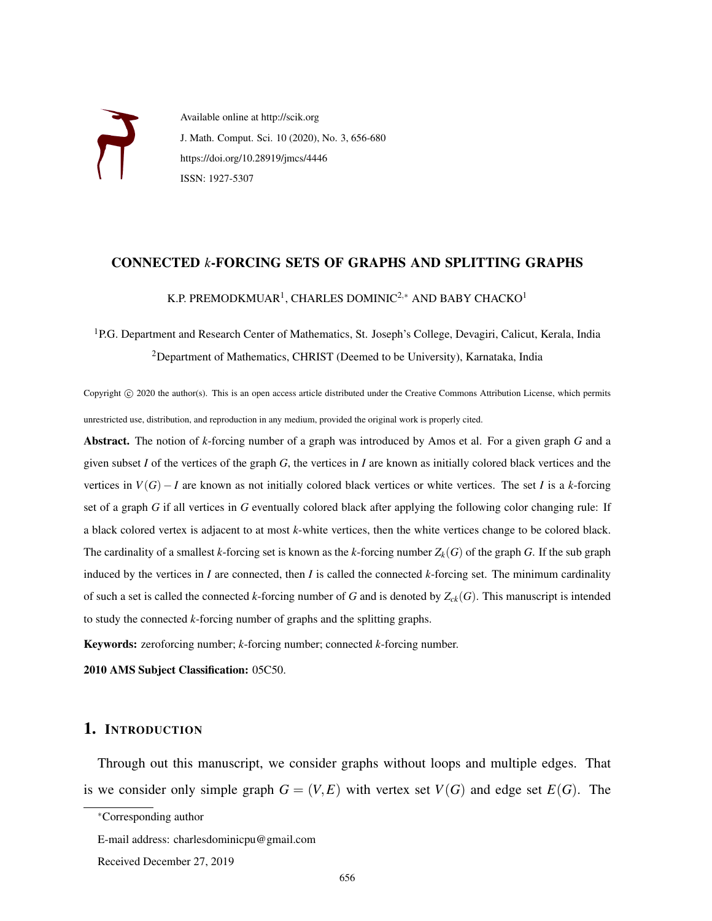Available online at http://scik.org

J. Math. Comput. Sci. 10 (2020), No. 3, 656-680

https://doi.org/10.28919/jmcs/4446

ISSN: 1927-5307

# CONNECTED $k$-FORCING SETS OF GRAPHS AND SPLITTING GRAPHS

K.P. PREMODKMUAR[1], CHARLES DOMINIC[2,*] AND BABY CHACKO[1]

[1]P.G. Department and Research Center of Mathematics, St. Joseph's College, Devagiri, Calicut, Kerala, India

[2]Department of Mathematics, CHRIST (Deemed to be University), Karnataka, India

Copyright © 2020 the author(s). This is an open access article distributed under the Creative Commons Attribution License, which permits unrestricted use, distribution, and reproduction in any medium, provided the original work is properly cited.

**Abstract.** The notion of $k$-forcing number of a graph was introduced by Amos et al. For a given graph $G$ and a given subset $I$ of the vertices of the graph $G$, the vertices in $I$ are known as initially colored black vertices and the vertices in $V(G) - I$ are known as not initially colored black vertices or white vertices. The set $I$ is a $k$-forcing set of a graph $G$ if all vertices in $G$ eventually colored black after applying the following color changing rule: If a black colored vertex is adjacent to at most $k$-white vertices, then the white vertices change to be colored black. The cardinality of a smallest $k$-forcing set is known as the $k$-forcing number $Z_k(G)$ of the graph $G$. If the sub graph induced by the vertices in $I$ are connected, then $I$ is called the connected $k$-forcing set. The minimum cardinality of such a set is called the connected $k$-forcing number of $G$ and is denoted by $Z_{ck}(G)$. This manuscript is intended to study the connected $k$-forcing number of graphs and the splitting graphs.

**Keywords:** zeroforcing number; $k$-forcing number; connected $k$-forcing number.

**2010 AMS Subject Classification:** 05C50.

## 1. Introduction

Through out this manuscript, we consider graphs without loops and multiple edges. That is we consider only simple graph $G = (V, E)$ with vertex set $V(G)$ and edge set $E(G)$. The

*Corresponding author

E-mail address: charlesdominicpu@gmail.com

Received December 27, 2019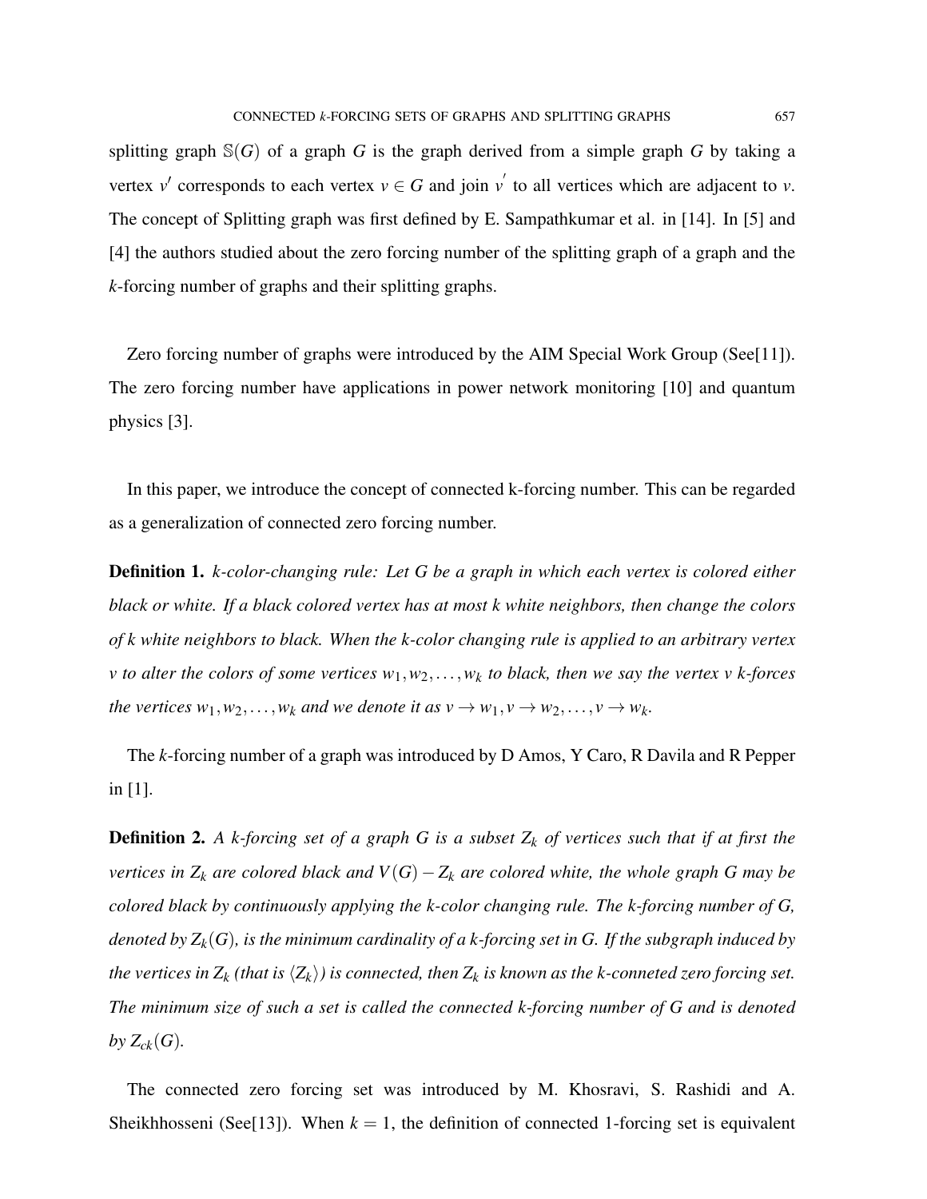splitting graph $\mathbb{S}(G)$ of a graph $G$ is the graph derived from a simple graph $G$ by taking a vertex $v'$ corresponds to each vertex $v \in G$ and join $v^{'}$ to all vertices which are adjacent to $v$. The concept of Splitting graph was first defined by E. Sampathkumar et al. in [14]. In [5] and [4] the authors studied about the zero forcing number of the splitting graph of a graph and the $k$-forcing number of graphs and their splitting graphs.

Zero forcing number of graphs were introduced by the AIM Special Work Group (See[11]). The zero forcing number have applications in power network monitoring [10] and quantum physics [3].

In this paper, we introduce the concept of connected k-forcing number. This can be regarded as a generalization of connected zero forcing number.

**Definition 1.** *k-color-changing rule: Let G be a graph in which each vertex is colored either black or white. If a black colored vertex has at most k white neighbors, then change the colors of k white neighbors to black. When the k-color changing rule is applied to an arbitrary vertex v to alter the colors of some vertices* $w_1, w_2, \ldots, w_k$ *to black, then we say the vertex v k-forces the vertices* $w_1, w_2, \ldots, w_k$ *and we denote it as* $v \rightarrow w_1, v \rightarrow w_2, \ldots, v \rightarrow w_k$.

The $k$-forcing number of a graph was introduced by D Amos, Y Caro, R Davila and R Pepper in [1].

**Definition 2.** *A k-forcing set of a graph G is a subset* $Z_k$ *of vertices such that if at first the vertices in* $Z_k$ *are colored black and* $V(G) - Z_k$ *are colored white, the whole graph G may be colored black by continuously applying the k-color changing rule. The k-forcing number of G, denoted by* $Z_k(G)$*, is the minimum cardinality of a k-forcing set in G. If the subgraph induced by the vertices in* $Z_k$ *(that is* $\langle Z_k \rangle$*) is connected, then* $Z_k$ *is known as the k-conneted zero forcing set. The minimum size of such a set is called the connected k-forcing number of G and is denoted by* $Z_{ck}(G)$.

The connected zero forcing set was introduced by M. Khosravi, S. Rashidi and A. Sheikhhosseni (See[13]). When $k = 1$, the definition of connected 1-forcing set is equivalent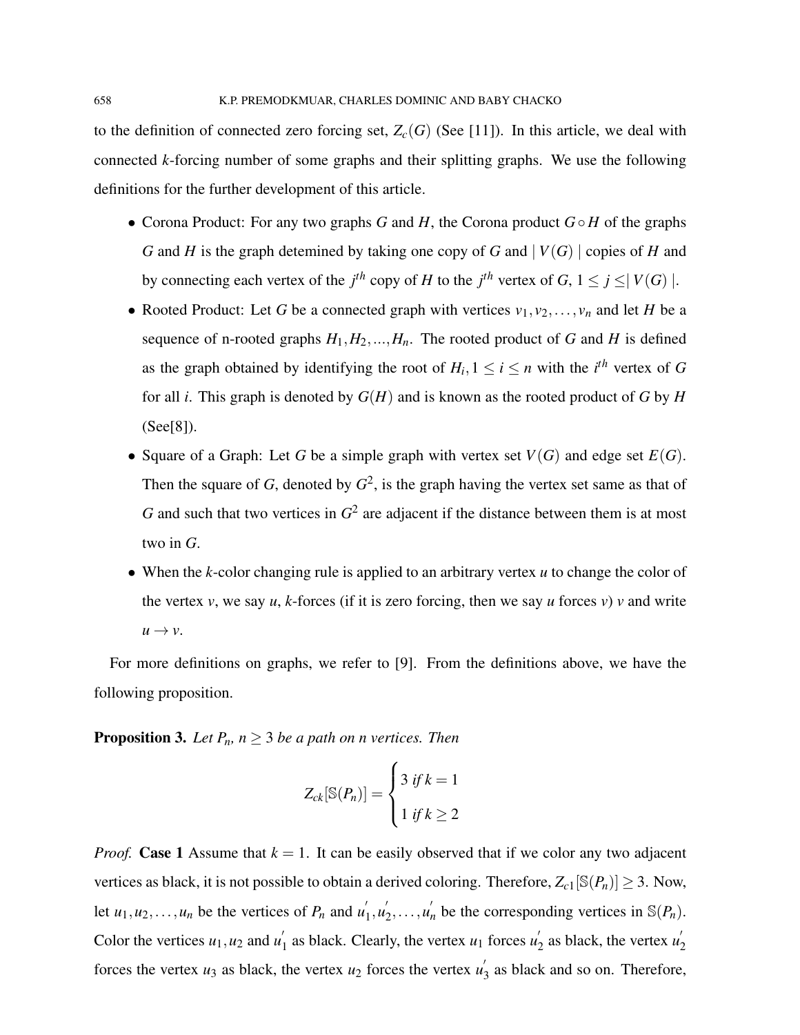to the definition of connected zero forcing set, $Z_c(G)$ (See [11]). In this article, we deal with connected $k$-forcing number of some graphs and their splitting graphs. We use the following definitions for the further development of this article.

- Corona Product: For any two graphs $G$ and $H$, the Corona product $G \circ H$ of the graphs $G$ and $H$ is the graph detemined by taking one copy of $G$ and $\mid V(G) \mid$ copies of $H$ and by connecting each vertex of the $j^{th}$ copy of $H$ to the $j^{th}$ vertex of $G$, $1 \leq j \leq \mid V(G) \mid$.
- Rooted Product: Let $G$ be a connected graph with vertices $v_1, v_2, \ldots, v_n$ and let $H$ be a sequence of n-rooted graphs $H_1, H_2, ..., H_n$. The rooted product of $G$ and $H$ is defined as the graph obtained by identifying the root of $H_i, 1 \leq i \leq n$ with the $i^{th}$ vertex of $G$ for all $i$. This graph is denoted by $G(H)$ and is known as the rooted product of $G$ by $H$ (See[8]).
- Square of a Graph: Let $G$ be a simple graph with vertex set $V(G)$ and edge set $E(G)$. Then the square of $G$, denoted by $G^2$, is the graph having the vertex set same as that of $G$ and such that two vertices in $G^2$ are adjacent if the distance between them is at most two in $G$.
- When the $k$-color changing rule is applied to an arbitrary vertex $u$ to change the color of the vertex $v$, we say $u$, $k$-forces (if it is zero forcing, then we say $u$ forces $v$) $v$ and write $u \to v$.

For more definitions on graphs, we refer to [9]. From the definitions above, we have the following proposition.

**Proposition 3.** *Let $P_n$, $n \geq 3$ be a path on n vertices. Then*

$$Z_{ck}[\mathbb{S}(P_n)] = \begin{cases} 3 \text{ if } k = 1 \\ 1 \text{ if } k \geq 2 \end{cases}$$

*Proof.* **Case 1** Assume that $k = 1$. It can be easily observed that if we color any two adjacent vertices as black, it is not possible to obtain a derived coloring. Therefore, $Z_{c1}[\mathbb{S}(P_n)] \geq 3$. Now, let $u_1, u_2, \ldots, u_n$ be the vertices of $P_n$ and $u_1^{'}, u_2^{'}, \ldots, u_n^{'}$ be the corresponding vertices in $\mathbb{S}(P_n)$. Color the vertices $u_1, u_2$ and $u_1^{'}$ as black. Clearly, the vertex $u_1$ forces $u_2^{'}$ as black, the vertex $u_2^{'}$ forces the vertex $u_3$ as black, the vertex $u_2$ forces the vertex $u_3^{'}$ as black and so on. Therefore,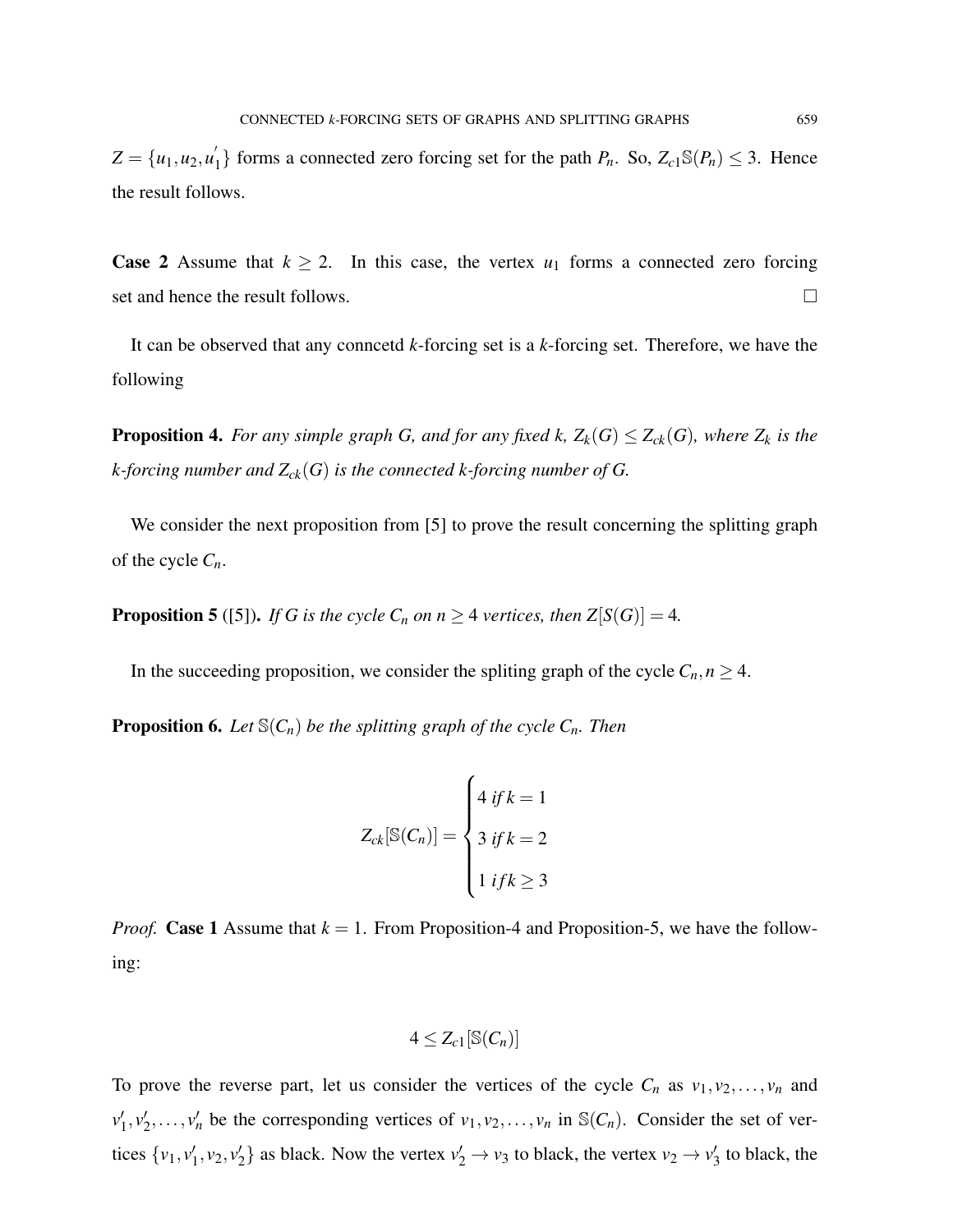$Z = \{u_1, u_2, u_1^{'}\}$ forms a connected zero forcing set for the path $P_n$. So, $Z_{c1}\mathbb{S}(P_n) \leq 3$. Hence the result follows.

**Case 2** Assume that $k \geq 2$. In this case, the vertex $u_1$ forms a connected zero forcing set and hence the result follows. $\square$

It can be observed that any conncetd $k$-forcing set is a $k$-forcing set. Therefore, we have the following

**Proposition 4.** *For any simple graph G, and for any fixed k, $Z_k(G) \leq Z_{ck}(G)$, where $Z_k$ is the k-forcing number and $Z_{ck}(G)$ is the connected k-forcing number of G.*

We consider the next proposition from [5] to prove the result concerning the splitting graph of the cycle $C_n$.

**Proposition 5** ([5]). *If G is the cycle $C_n$ on $n \geq 4$ vertices, then $Z[S(G)] = 4$.*

In the succeeding proposition, we consider the spliting graph of the cycle $C_n, n \geq 4$.

**Proposition 6.** *Let $\mathbb{S}(C_n)$ be the splitting graph of the cycle $C_n$. Then*

$$Z_{ck}[\mathbb{S}(C_n)] = \begin{cases} 4 \; if \, k = 1 \\ 3 \; if \, k = 2 \\ 1 \; if \, k \geq 3 \end{cases}$$

*Proof.* **Case 1** Assume that $k = 1$. From Proposition-4 and Proposition-5, we have the following:

$$4 \leq Z_{c1}[\mathbb{S}(C_n)]$$

To prove the reverse part, let us consider the vertices of the cycle $C_n$ as $v_1, v_2, \ldots, v_n$ and $v_1', v_2', \ldots, v_n'$ be the corresponding vertices of $v_1, v_2, \ldots, v_n$ in $\mathbb{S}(C_n)$. Consider the set of vertices $\{v_1, v_1', v_2, v_2'\}$ as black. Now the vertex $v_2' \to v_3$ to black, the vertex $v_2 \to v_3'$ to black, the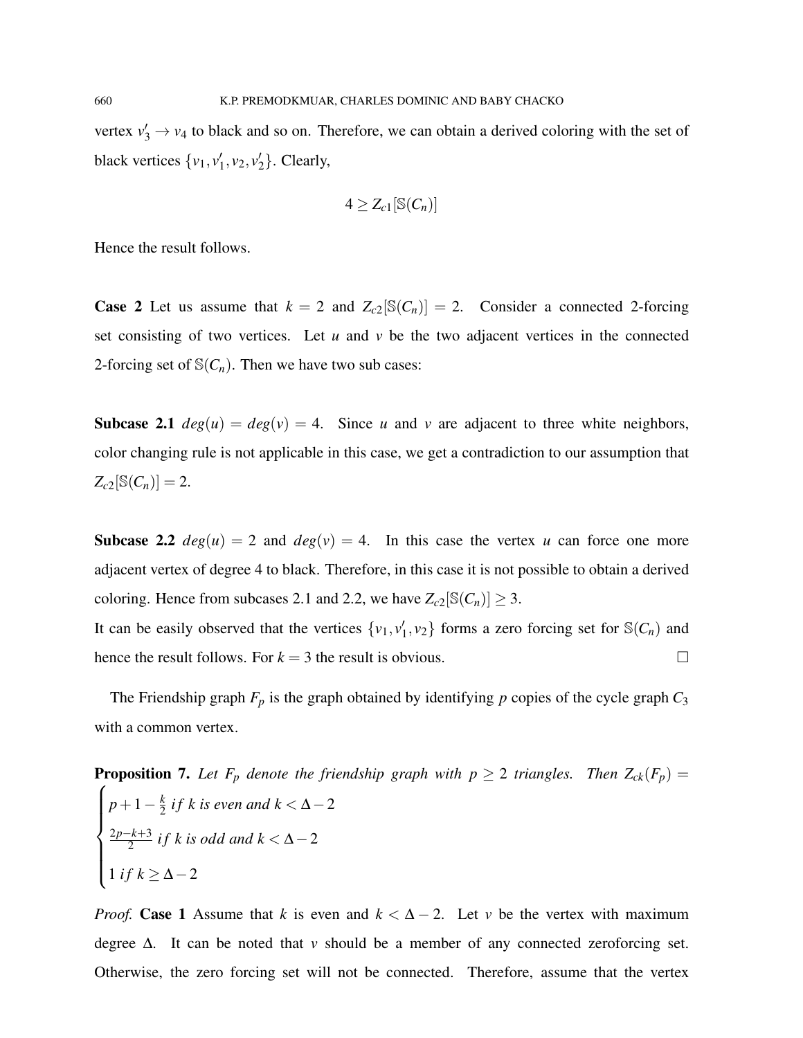vertex $v_3' \to v_4$ to black and so on. Therefore, we can obtain a derived coloring with the set of black vertices $\{v_1, v_1', v_2, v_2'\}$. Clearly,

$$4 \geq Z_{c1}[\mathbb{S}(C_n)]$$

Hence the result follows.

**Case 2** Let us assume that $k = 2$ and $Z_{c2}[\mathbb{S}(C_n)] = 2$. Consider a connected 2-forcing set consisting of two vertices. Let $u$ and $v$ be the two adjacent vertices in the connected 2-forcing set of $\mathbb{S}(C_n)$. Then we have two sub cases:

**Subcase 2.1** $deg(u) = deg(v) = 4$. Since $u$ and $v$ are adjacent to three white neighbors, color changing rule is not applicable in this case, we get a contradiction to our assumption that $Z_{c2}[\mathbb{S}(C_n)] = 2$.

**Subcase 2.2** $deg(u) = 2$ and $deg(v) = 4$. In this case the vertex $u$ can force one more adjacent vertex of degree 4 to black. Therefore, in this case it is not possible to obtain a derived coloring. Hence from subcases 2.1 and 2.2, we have $Z_{c2}[\mathbb{S}(C_n)] \geq 3$.
It can be easily observed that the vertices $\{v_1, v_1', v_2\}$ forms a zero forcing set for $\mathbb{S}(C_n)$ and hence the result follows. For $k = 3$ the result is obvious. □

The Friendship graph $F_p$ is the graph obtained by identifying $p$ copies of the cycle graph $C_3$ with a common vertex.

**Proposition 7.** *Let $F_p$ denote the friendship graph with $p \geq 2$ triangles. Then* $Z_{ck}(F_p) =$

$$\begin{cases} p + 1 - \frac{k}{2} \ if\ k \text{ is even and } k < \Delta - 2 \\ \frac{2p-k+3}{2} \ if\ k \text{ is odd and } k < \Delta - 2 \\ 1 \ if\ k \geq \Delta - 2 \end{cases}$$

*Proof.* **Case 1** Assume that $k$ is even and $k < \Delta - 2$. Let $v$ be the vertex with maximum degree $\Delta$. It can be noted that $v$ should be a member of any connected zeroforcing set. Otherwise, the zero forcing set will not be connected. Therefore, assume that the vertex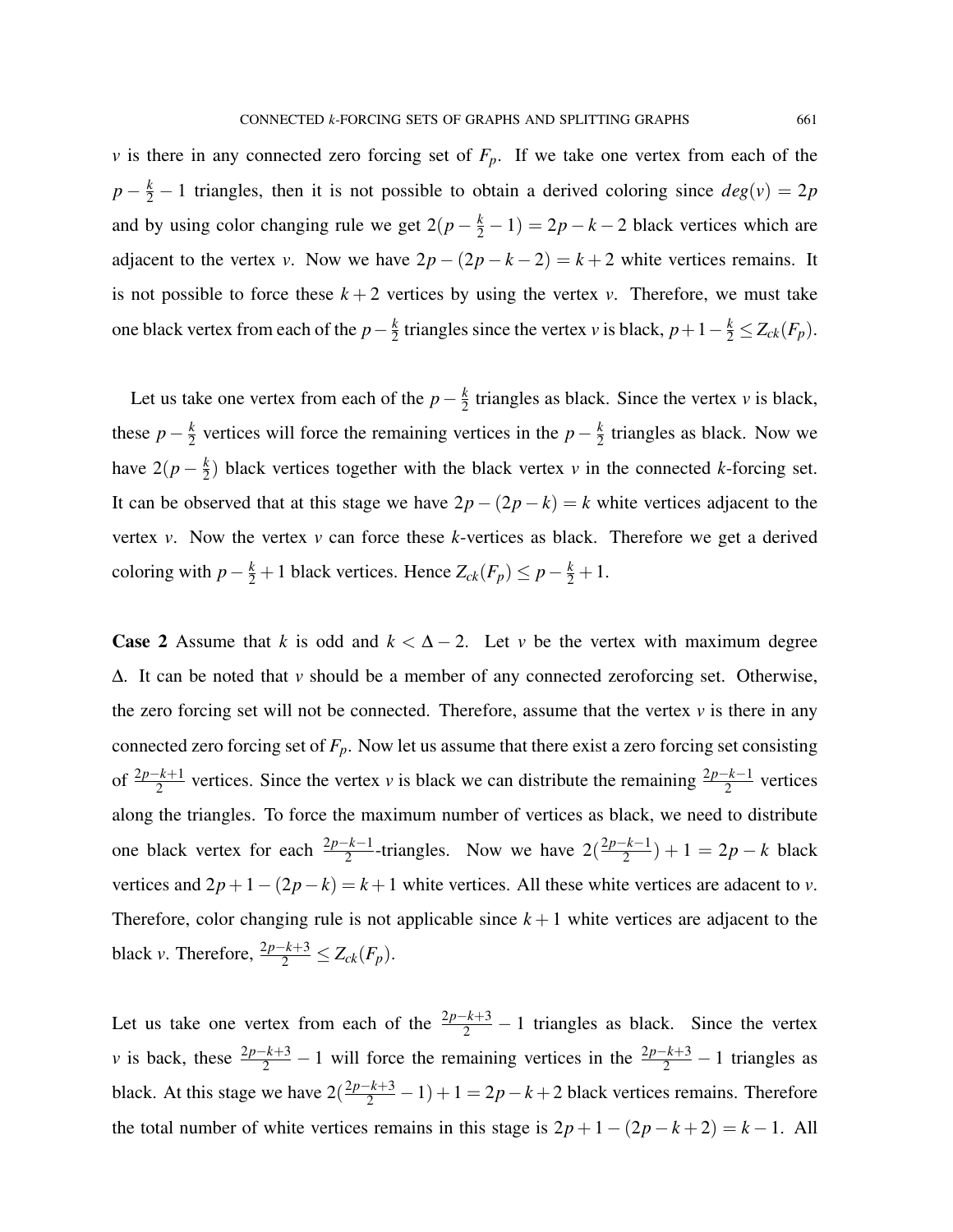$v$ is there in any connected zero forcing set of $F_p$. If we take one vertex from each of the $p - \frac{k}{2} - 1$ triangles, then it is not possible to obtain a derived coloring since $deg(v) = 2p$ and by using color changing rule we get $2(p - \frac{k}{2} - 1) = 2p - k - 2$ black vertices which are adjacent to the vertex $v$. Now we have $2p - (2p - k - 2) = k + 2$ white vertices remains. It is not possible to force these $k + 2$ vertices by using the vertex $v$. Therefore, we must take one black vertex from each of the $p - \frac{k}{2}$ triangles since the vertex $v$ is black, $p + 1 - \frac{k}{2} \leq Z_{ck}(F_p)$.

Let us take one vertex from each of the $p - \frac{k}{2}$ triangles as black. Since the vertex $v$ is black, these $p - \frac{k}{2}$ vertices will force the remaining vertices in the $p - \frac{k}{2}$ triangles as black. Now we have $2(p - \frac{k}{2})$ black vertices together with the black vertex $v$ in the connected $k$-forcing set. It can be observed that at this stage we have $2p - (2p - k) = k$ white vertices adjacent to the vertex $v$. Now the vertex $v$ can force these $k$-vertices as black. Therefore we get a derived coloring with $p - \frac{k}{2} + 1$ black vertices. Hence $Z_{ck}(F_p) \leq p - \frac{k}{2} + 1$.

**Case 2** Assume that $k$ is odd and $k < \Delta - 2$. Let $v$ be the vertex with maximum degree $\Delta$. It can be noted that $v$ should be a member of any connected zeroforcing set. Otherwise, the zero forcing set will not be connected. Therefore, assume that the vertex $v$ is there in any connected zero forcing set of $F_p$. Now let us assume that there exist a zero forcing set consisting of $\frac{2p-k+1}{2}$ vertices. Since the vertex $v$ is black we can distribute the remaining $\frac{2p-k-1}{2}$ vertices along the triangles. To force the maximum number of vertices as black, we need to distribute one black vertex for each $\frac{2p-k-1}{2}$-triangles. Now we have $2(\frac{2p-k-1}{2}) + 1 = 2p - k$ black vertices and $2p + 1 - (2p - k) = k + 1$ white vertices. All these white vertices are adacent to $v$. Therefore, color changing rule is not applicable since $k + 1$ white vertices are adjacent to the black $v$. Therefore, $\frac{2p-k+3}{2} \leq Z_{ck}(F_p)$.

Let us take one vertex from each of the $\frac{2p-k+3}{2} - 1$ triangles as black. Since the vertex $v$ is back, these $\frac{2p-k+3}{2} - 1$ will force the remaining vertices in the $\frac{2p-k+3}{2} - 1$ triangles as black. At this stage we have $2(\frac{2p-k+3}{2} - 1) + 1 = 2p - k + 2$ black vertices remains. Therefore the total number of white vertices remains in this stage is $2p + 1 - (2p - k + 2) = k - 1$. All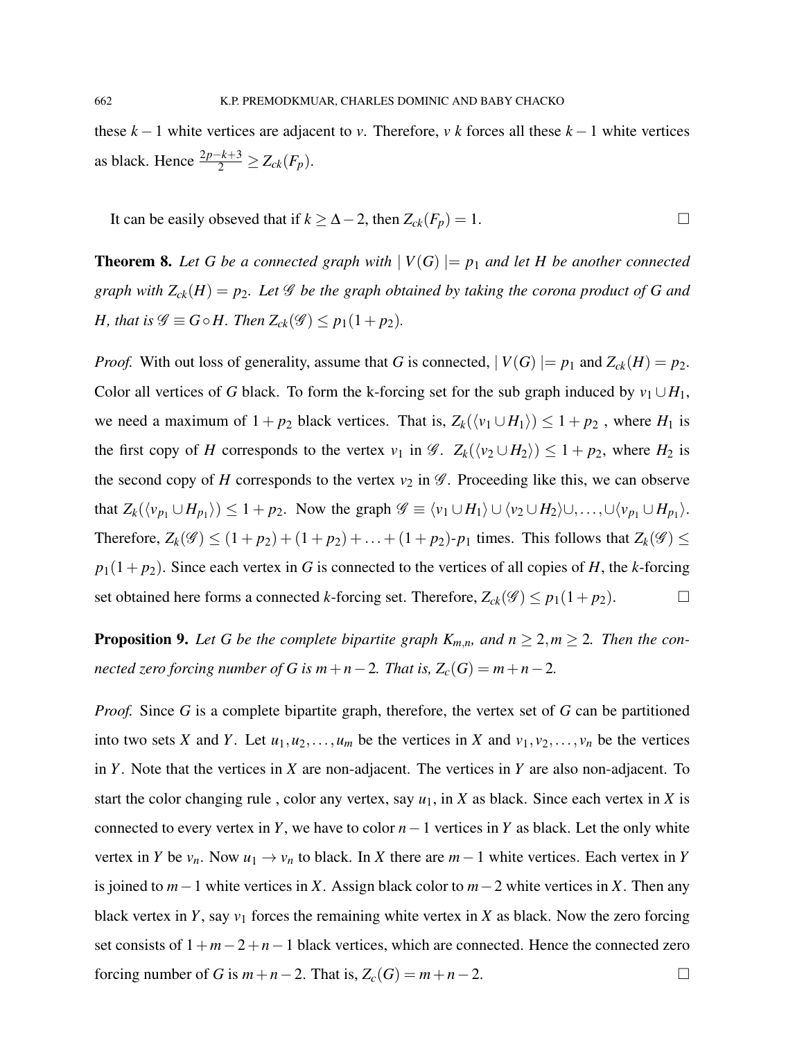these $k-1$ white vertices are adjacent to $v$. Therefore, $v$ $k$ forces all these $k-1$ white vertices as black. Hence $\frac{2p-k+3}{2} \geq Z_{ck}(F_p)$.

It can be easily obseved that if $k \geq \Delta - 2$, then $Z_{ck}(F_p) = 1$. □

**Theorem 8.** *Let $G$ be a connected graph with $| V(G) |= p_1$ and let $H$ be another connected graph with $Z_{ck}(H) = p_2$. Let $\mathscr{G}$ be the graph obtained by taking the corona product of $G$ and $H$, that is $\mathscr{G} \equiv G \circ H$. Then $Z_{ck}(\mathscr{G}) \leq p_1(1+p_2)$.*

*Proof.* With out loss of generality, assume that $G$ is connected, $| V(G) |= p_1$ and $Z_{ck}(H) = p_2$. Color all vertices of $G$ black. To form the k-forcing set for the sub graph induced by $v_1 \cup H_1$, we need a maximum of $1+p_2$ black vertices. That is, $Z_k(\langle v_1 \cup H_1 \rangle) \leq 1+p_2$ , where $H_1$ is the first copy of $H$ corresponds to the vertex $v_1$ in $\mathscr{G}$. $Z_k(\langle v_2 \cup H_2 \rangle) \leq 1+p_2$, where $H_2$ is the second copy of $H$ corresponds to the vertex $v_2$ in $\mathscr{G}$. Proceeding like this, we can observe that $Z_k(\langle v_{p_1} \cup H_{p_1} \rangle) \leq 1+p_2$. Now the graph $\mathscr{G} \equiv \langle v_1 \cup H_1 \rangle \cup \langle v_2 \cup H_2 \rangle \cup, \ldots, \cup \langle v_{p_1} \cup H_{p_1} \rangle$. Therefore, $Z_k(\mathscr{G}) \leq (1+p_2)+(1+p_2)+\ldots+(1+p_2)$-$p_1$ times. This follows that $Z_k(\mathscr{G}) \leq p_1(1+p_2)$. Since each vertex in $G$ is connected to the vertices of all copies of $H$, the $k$-forcing set obtained here forms a connected $k$-forcing set. Therefore, $Z_{ck}(\mathscr{G}) \leq p_1(1+p_2)$. □

**Proposition 9.** *Let $G$ be the complete bipartite graph $K_{m,n}$, and $n \geq 2, m \geq 2$. Then the connected zero forcing number of $G$ is $m+n-2$. That is, $Z_c(G) = m+n-2$.*

*Proof.* Since $G$ is a complete bipartite graph, therefore, the vertex set of $G$ can be partitioned into two sets $X$ and $Y$. Let $u_1, u_2, \ldots, u_m$ be the vertices in $X$ and $v_1, v_2, \ldots, v_n$ be the vertices in $Y$. Note that the vertices in $X$ are non-adjacent. The vertices in $Y$ are also non-adjacent. To start the color changing rule , color any vertex, say $u_1$, in $X$ as black. Since each vertex in $X$ is connected to every vertex in $Y$, we have to color $n-1$ vertices in $Y$ as black. Let the only white vertex in $Y$ be $v_n$. Now $u_1 \to v_n$ to black. In $X$ there are $m-1$ white vertices. Each vertex in $Y$ is joined to $m-1$ white vertices in $X$. Assign black color to $m-2$ white vertices in $X$. Then any black vertex in $Y$, say $v_1$ forces the remaining white vertex in $X$ as black. Now the zero forcing set consists of $1+m-2+n-1$ black vertices, which are connected. Hence the connected zero forcing number of $G$ is $m+n-2$. That is, $Z_c(G) = m+n-2$. □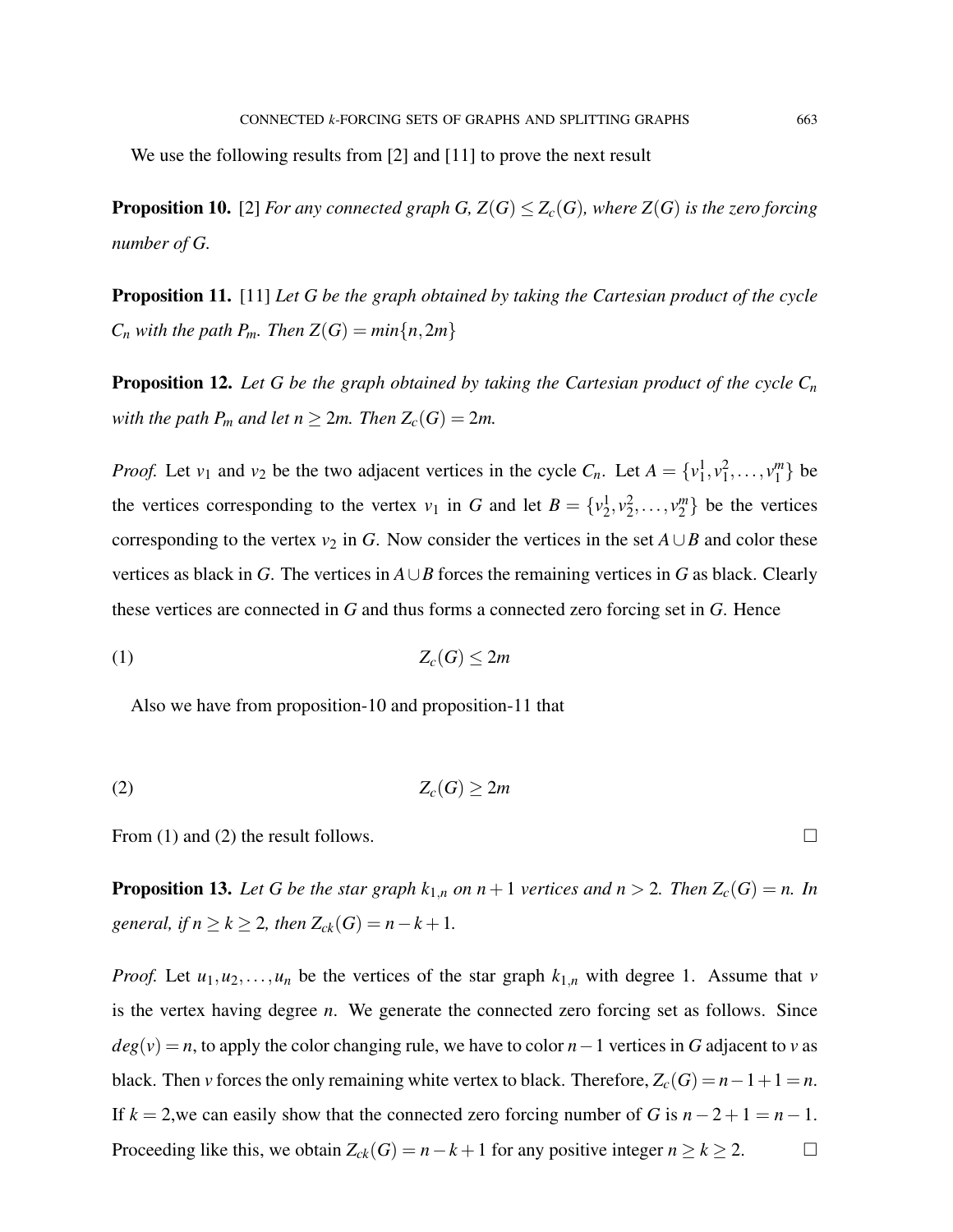We use the following results from [2] and [11] to prove the next result

**Proposition 10.** [2] *For any connected graph $G$, $Z(G) \leq Z_c(G)$, where $Z(G)$ is the zero forcing number of $G$.*

**Proposition 11.** [11] *Let $G$ be the graph obtained by taking the Cartesian product of the cycle $C_n$ with the path $P_m$. Then $Z(G) = min\{n, 2m\}$*

**Proposition 12.** *Let $G$ be the graph obtained by taking the Cartesian product of the cycle $C_n$ with the path $P_m$ and let $n \geq 2m$. Then $Z_c(G) = 2m$.*

*Proof.* Let $v_1$ and $v_2$ be the two adjacent vertices in the cycle $C_n$. Let $A = \{v_1^1, v_1^2, \ldots, v_1^m\}$ be the vertices corresponding to the vertex $v_1$ in $G$ and let $B = \{v_2^1, v_2^2, \ldots, v_2^m\}$ be the vertices corresponding to the vertex $v_2$ in $G$. Now consider the vertices in the set $A \cup B$ and color these vertices as black in $G$. The vertices in $A \cup B$ forces the remaining vertices in $G$ as black. Clearly these vertices are connected in $G$ and thus forms a connected zero forcing set in $G$. Hence

$$Z_c(G) \leq 2m \tag{1}$$

Also we have from proposition-10 and proposition-11 that

$$Z_c(G) \geq 2m \tag{2}$$

From (1) and (2) the result follows. $\square$

**Proposition 13.** *Let $G$ be the star graph $k_{1,n}$ on $n+1$ vertices and $n > 2$. Then $Z_c(G) = n$. In general, if $n \geq k \geq 2$, then $Z_{ck}(G) = n - k + 1$.*

*Proof.* Let $u_1, u_2, \ldots, u_n$ be the vertices of the star graph $k_{1,n}$ with degree 1. Assume that $v$ is the vertex having degree $n$. We generate the connected zero forcing set as follows. Since $deg(v) = n$, to apply the color changing rule, we have to color $n-1$ vertices in $G$ adjacent to $v$ as black. Then $v$ forces the only remaining white vertex to black. Therefore, $Z_c(G) = n - 1 + 1 = n$. If $k = 2$,we can easily show that the connected zero forcing number of $G$ is $n - 2 + 1 = n - 1$. Proceeding like this, we obtain $Z_{ck}(G) = n - k + 1$ for any positive integer $n \geq k \geq 2$. $\square$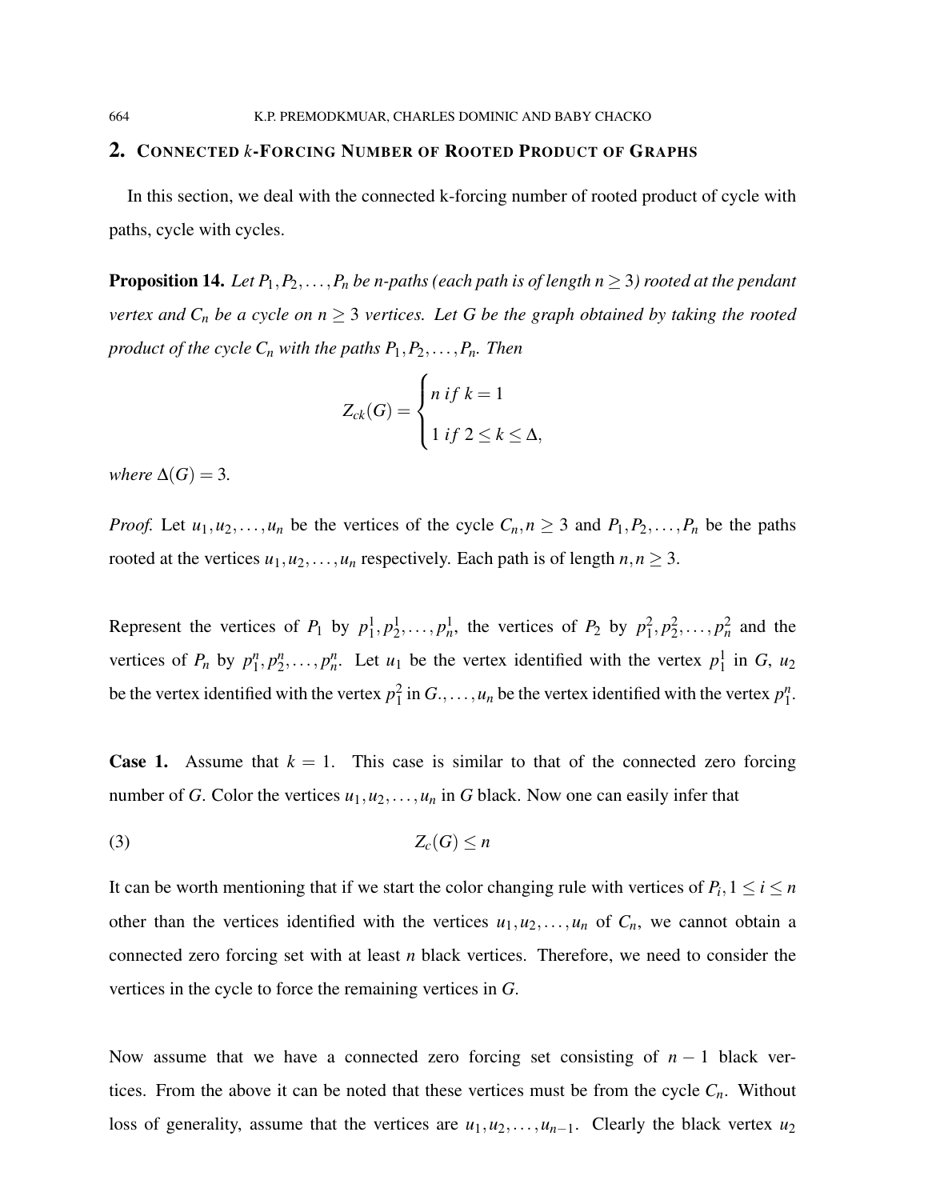## 2. Connected $k$-Forcing Number of Rooted Product of Graphs

In this section, we deal with the connected k-forcing number of rooted product of cycle with paths, cycle with cycles.

**Proposition 14.** *Let $P_1, P_2, \dots, P_n$ be n-paths (each path is of length $n \geq 3$) rooted at the pendant vertex and $C_n$ be a cycle on $n \geq 3$ vertices. Let $G$ be the graph obtained by taking the rooted product of the cycle $C_n$ with the paths $P_1, P_2, \dots, P_n$. Then*

$$Z_{ck}(G) = \begin{cases} n \; if \; k = 1 \\ 1 \; if \; 2 \leq k \leq \Delta, \end{cases}$$

*where $\Delta(G) = 3$.*

*Proof.* Let $u_1, u_2, \dots, u_n$ be the vertices of the cycle $C_n, n \geq 3$ and $P_1, P_2, \dots, P_n$ be the paths rooted at the vertices $u_1, u_2, \dots, u_n$ respectively. Each path is of length $n, n \geq 3$.

Represent the vertices of $P_1$ by $p_1^1, p_2^1, \dots, p_n^1$, the vertices of $P_2$ by $p_1^2, p_2^2, \dots, p_n^2$ and the vertices of $P_n$ by $p_1^n, p_2^n, \dots, p_n^n$. Let $u_1$ be the vertex identified with the vertex $p_1^1$ in $G$, $u_2$ be the vertex identified with the vertex $p_1^2$ in $G., \dots, u_n$ be the vertex identified with the vertex $p_1^n$.

**Case 1.** Assume that $k = 1$. This case is similar to that of the connected zero forcing number of $G$. Color the vertices $u_1, u_2, \dots, u_n$ in $G$ black. Now one can easily infer that

$$Z_c(G) \leq n \tag{3}$$

It can be worth mentioning that if we start the color changing rule with vertices of $P_i, 1 \leq i \leq n$ other than the vertices identified with the vertices $u_1, u_2, \dots, u_n$ of $C_n$, we cannot obtain a connected zero forcing set with at least $n$ black vertices. Therefore, we need to consider the vertices in the cycle to force the remaining vertices in $G$.

Now assume that we have a connected zero forcing set consisting of $n - 1$ black vertices. From the above it can be noted that these vertices must be from the cycle $C_n$. Without loss of generality, assume that the vertices are $u_1, u_2, \dots, u_{n-1}$. Clearly the black vertex $u_2$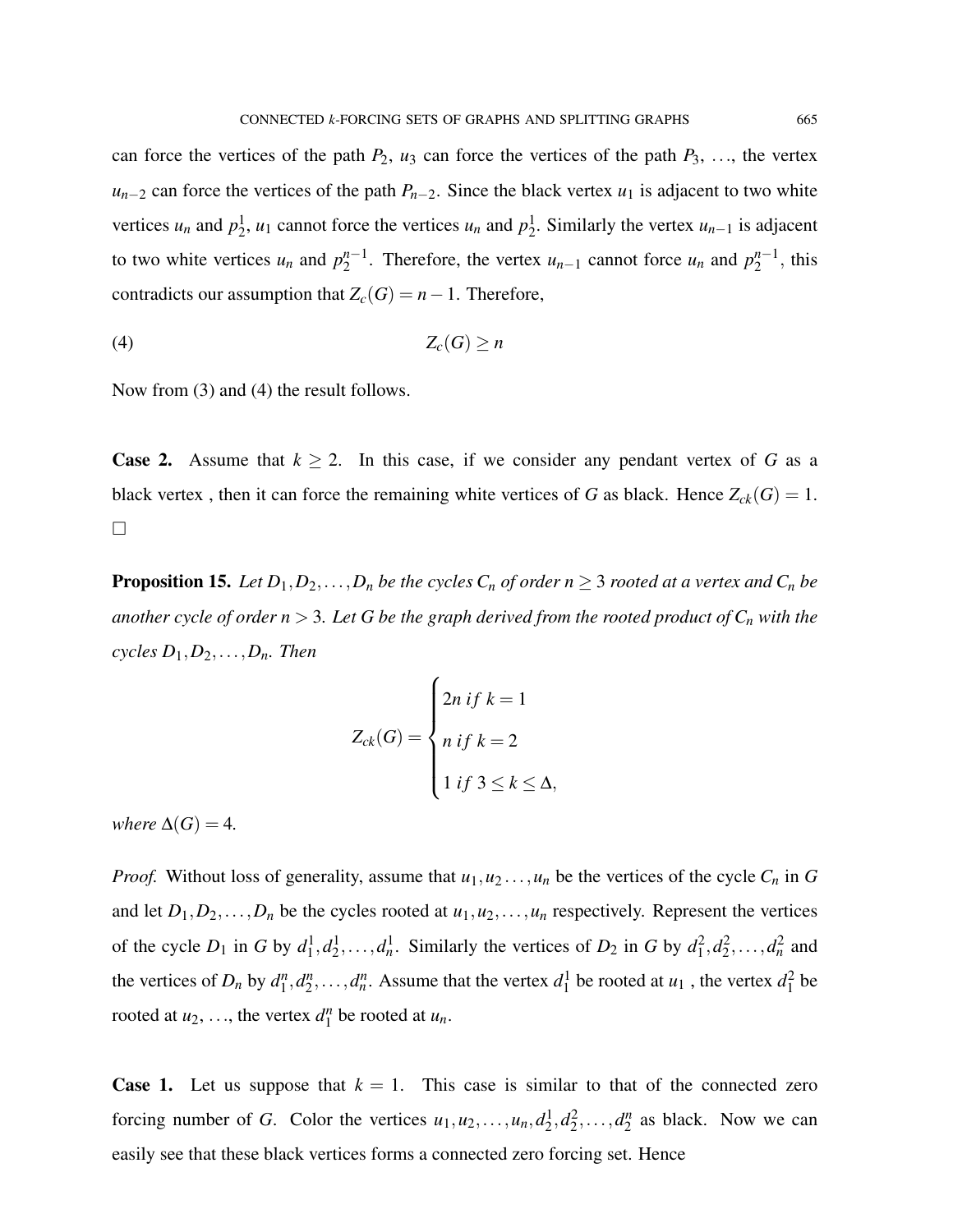can force the vertices of the path $P_2$, $u_3$ can force the vertices of the path $P_3$, ..., the vertex $u_{n-2}$ can force the vertices of the path $P_{n-2}$. Since the black vertex $u_1$ is adjacent to two white vertices $u_n$ and $p_2^1$, $u_1$ cannot force the vertices $u_n$ and $p_2^1$. Similarly the vertex $u_{n-1}$ is adjacent to two white vertices $u_n$ and $p_2^{n-1}$. Therefore, the vertex $u_{n-1}$ cannot force $u_n$ and $p_2^{n-1}$, this contradicts our assumption that $Z_c(G) = n-1$. Therefore,

$$Z_c(G) \geq n \tag{4}$$

Now from (3) and (4) the result follows.

**Case 2.** Assume that $k \geq 2$. In this case, if we consider any pendant vertex of $G$ as a black vertex , then it can force the remaining white vertices of $G$ as black. Hence $Z_{ck}(G) = 1$. □

**Proposition 15.** *Let $D_1, D_2, \ldots, D_n$ be the cycles $C_n$ of order $n \geq 3$ rooted at a vertex and $C_n$ be another cycle of order $n > 3$. Let $G$ be the graph derived from the rooted product of $C_n$ with the cycles $D_1, D_2, \ldots, D_n$. Then*

$$Z_{ck}(G) = \begin{cases} 2n \; if \; k = 1 \\ n \; if \; k = 2 \\ 1 \; if \; 3 \leq k \leq \Delta, \end{cases}$$

*where $\Delta(G) = 4$.*

*Proof.* Without loss of generality, assume that $u_1, u_2 \ldots, u_n$ be the vertices of the cycle $C_n$ in $G$ and let $D_1, D_2, \ldots, D_n$ be the cycles rooted at $u_1, u_2, \ldots, u_n$ respectively. Represent the vertices of the cycle $D_1$ in $G$ by $d_1^1, d_2^1, \ldots, d_n^1$. Similarly the vertices of $D_2$ in $G$ by $d_1^2, d_2^2, \ldots, d_n^2$ and the vertices of $D_n$ by $d_1^n, d_2^n, \ldots, d_n^n$. Assume that the vertex $d_1^1$ be rooted at $u_1$ , the vertex $d_1^2$ be rooted at $u_2$, ..., the vertex $d_1^n$ be rooted at $u_n$.

**Case 1.** Let us suppose that $k = 1$. This case is similar to that of the connected zero forcing number of $G$. Color the vertices $u_1, u_2, \ldots, u_n, d_2^1, d_2^2, \ldots, d_2^n$ as black. Now we can easily see that these black vertices forms a connected zero forcing set. Hence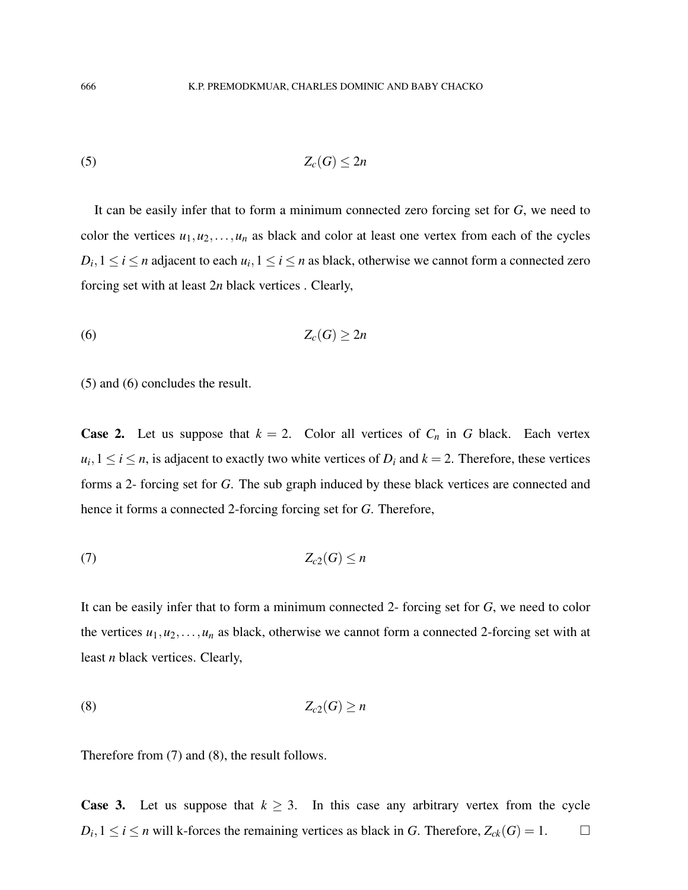$$Z_c(G) \leq 2n \tag{5}$$

It can be easily infer that to form a minimum connected zero forcing set for $G$, we need to color the vertices $u_1, u_2, \ldots, u_n$ as black and color at least one vertex from each of the cycles $D_i, 1 \leq i \leq n$ adjacent to each $u_i, 1 \leq i \leq n$ as black, otherwise we cannot form a connected zero forcing set with at least $2n$ black vertices . Clearly,

$$Z_c(G) \geq 2n \tag{6}$$

(5) and (6) concludes the result.

**Case 2.** Let us suppose that $k = 2$. Color all vertices of $C_n$ in $G$ black. Each vertex $u_i, 1 \leq i \leq n$, is adjacent to exactly two white vertices of $D_i$ and $k = 2$. Therefore, these vertices forms a 2- forcing set for $G$. The sub graph induced by these black vertices are connected and hence it forms a connected 2-forcing forcing set for $G$. Therefore,

$$Z_{c2}(G) \leq n \tag{7}$$

It can be easily infer that to form a minimum connected 2- forcing set for $G$, we need to color the vertices $u_1, u_2, \ldots, u_n$ as black, otherwise we cannot form a connected 2-forcing set with at least $n$ black vertices. Clearly,

$$Z_{c2}(G) \geq n \tag{8}$$

Therefore from (7) and (8), the result follows.

**Case 3.** Let us suppose that $k \geq 3$. In this case any arbitrary vertex from the cycle $D_i, 1 \leq i \leq n$ will k-forces the remaining vertices as black in $G$. Therefore, $Z_{ck}(G) = 1$. □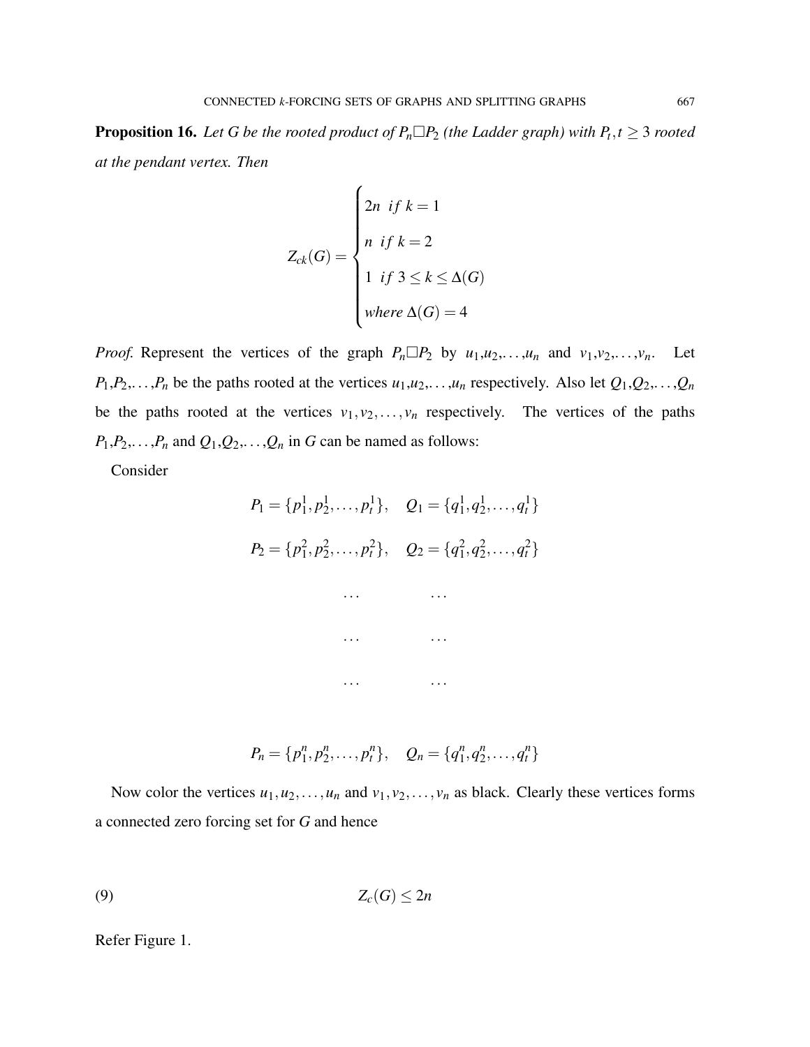**Proposition 16.** *Let $G$ be the rooted product of $P_n \square P_2$ (the Ladder graph) with $P_t, t \geq 3$ rooted at the pendant vertex. Then*

$$Z_{ck}(G) = \begin{cases} 2n \ \ if \ k = 1 \\ n \ \ if \ k = 2 \\ 1 \ \ if \ 3 \leq k \leq \Delta(G) \\ where \ \Delta(G) = 4 \end{cases}$$

*Proof.* Represent the vertices of the graph $P_n \square P_2$ by $u_1, u_2, \ldots, u_n$ and $v_1, v_2, \ldots, v_n$. Let $P_1, P_2, \ldots, P_n$ be the paths rooted at the vertices $u_1, u_2, \ldots, u_n$ respectively. Also let $Q_1, Q_2, \ldots, Q_n$ be the paths rooted at the vertices $v_1, v_2, \ldots, v_n$ respectively. The vertices of the paths $P_1, P_2, \ldots, P_n$ and $Q_1, Q_2, \ldots, Q_n$ in $G$ can be named as follows:

Consider

$$P_1 = \{p_1^1, p_2^1, \ldots, p_t^1\}, \quad Q_1 = \{q_1^1, q_2^1, \ldots, q_t^1\}$$

$$P_2 = \{p_1^2, p_2^2, \ldots, p_t^2\}, \quad Q_2 = \{q_1^2, q_2^2, \ldots, q_t^2\}$$

$$\ldots \qquad \ldots$$

$$\ldots \qquad \ldots$$

$$\ldots \qquad \ldots$$

$$P_n = \{p_1^n, p_2^n, \ldots, p_t^n\}, \quad Q_n = \{q_1^n, q_2^n, \ldots, q_t^n\}$$

Now color the vertices $u_1, u_2, \ldots, u_n$ and $v_1, v_2, \ldots, v_n$ as black. Clearly these vertices forms a connected zero forcing set for $G$ and hence

$$Z_c(G) \leq 2n \tag{9}$$

Refer Figure 1.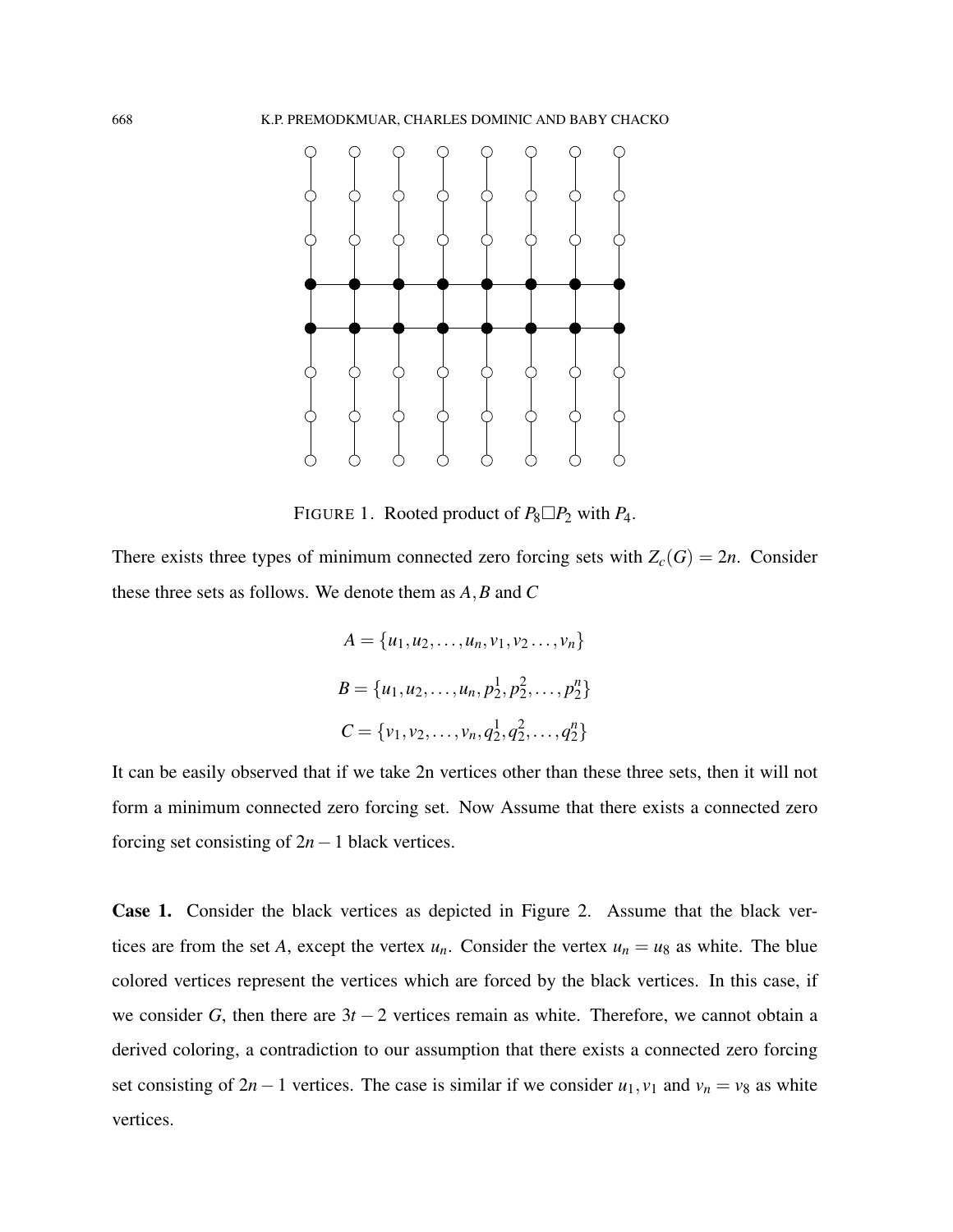FIGURE 1. Rooted product of $P_8 \square P_2$ with $P_4$.

There exists three types of minimum connected zero forcing sets with $Z_c(G) = 2n$. Consider these three sets as follows. We denote them as $A, B$ and $C$

$$A = \{u_1, u_2, \ldots, u_n, v_1, v_2 \ldots, v_n\}$$

$$B = \{u_1, u_2, \ldots, u_n, p_2^1, p_2^2, \ldots, p_2^n\}$$

$$C = \{v_1, v_2, \ldots, v_n, q_2^1, q_2^2, \ldots, q_2^n\}$$

It can be easily observed that if we take 2n vertices other than these three sets, then it will not form a minimum connected zero forcing set. Now Assume that there exists a connected zero forcing set consisting of $2n-1$ black vertices.

**Case 1.** Consider the black vertices as depicted in Figure 2. Assume that the black vertices are from the set $A$, except the vertex $u_n$. Consider the vertex $u_n = u_8$ as white. The blue colored vertices represent the vertices which are forced by the black vertices. In this case, if we consider $G$, then there are $3t-2$ vertices remain as white. Therefore, we cannot obtain a derived coloring, a contradiction to our assumption that there exists a connected zero forcing set consisting of $2n-1$ vertices. The case is similar if we consider $u_1, v_1$ and $v_n = v_8$ as white vertices.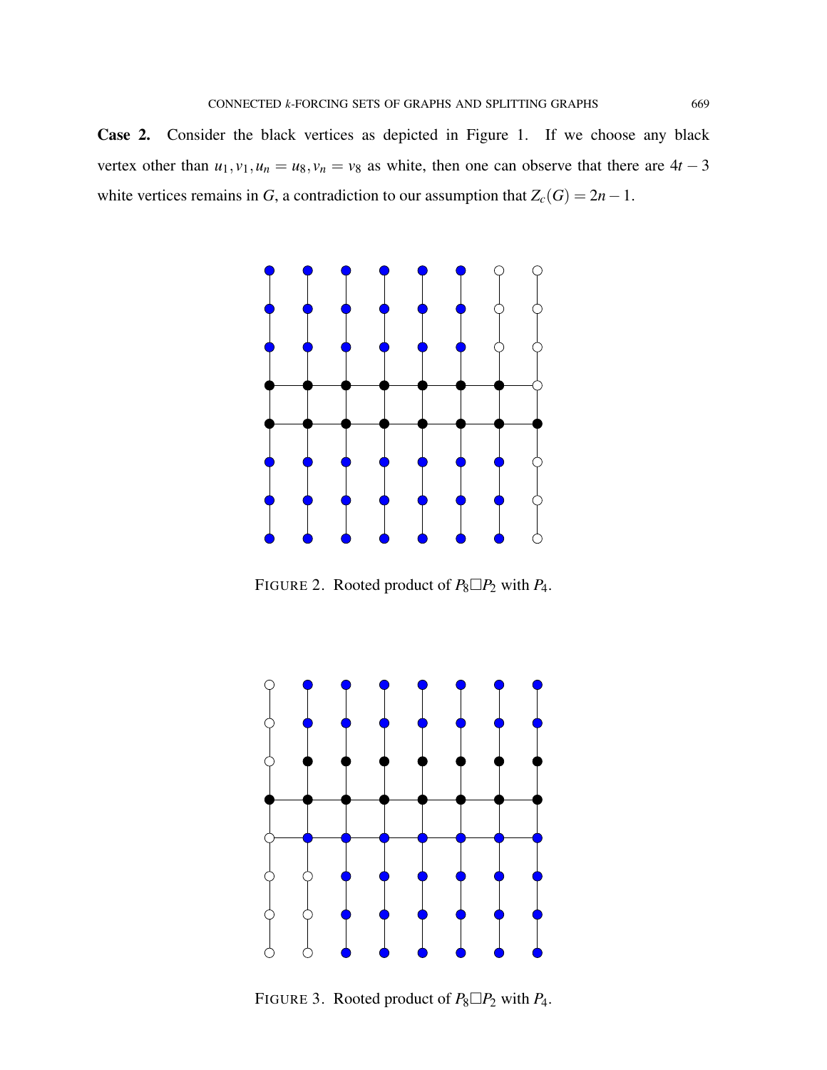**Case 2.** Consider the black vertices as depicted in Figure 1. If we choose any black vertex other than $u_1, v_1, u_n = u_8, v_n = v_8$ as white, then one can observe that there are $4t-3$ white vertices remains in $G$, a contradiction to our assumption that $Z_c(G) = 2n-1$.

FIGURE 2. Rooted product of $P_8 \square P_2$ with $P_4$.

FIGURE 3. Rooted product of $P_8 \square P_2$ with $P_4$.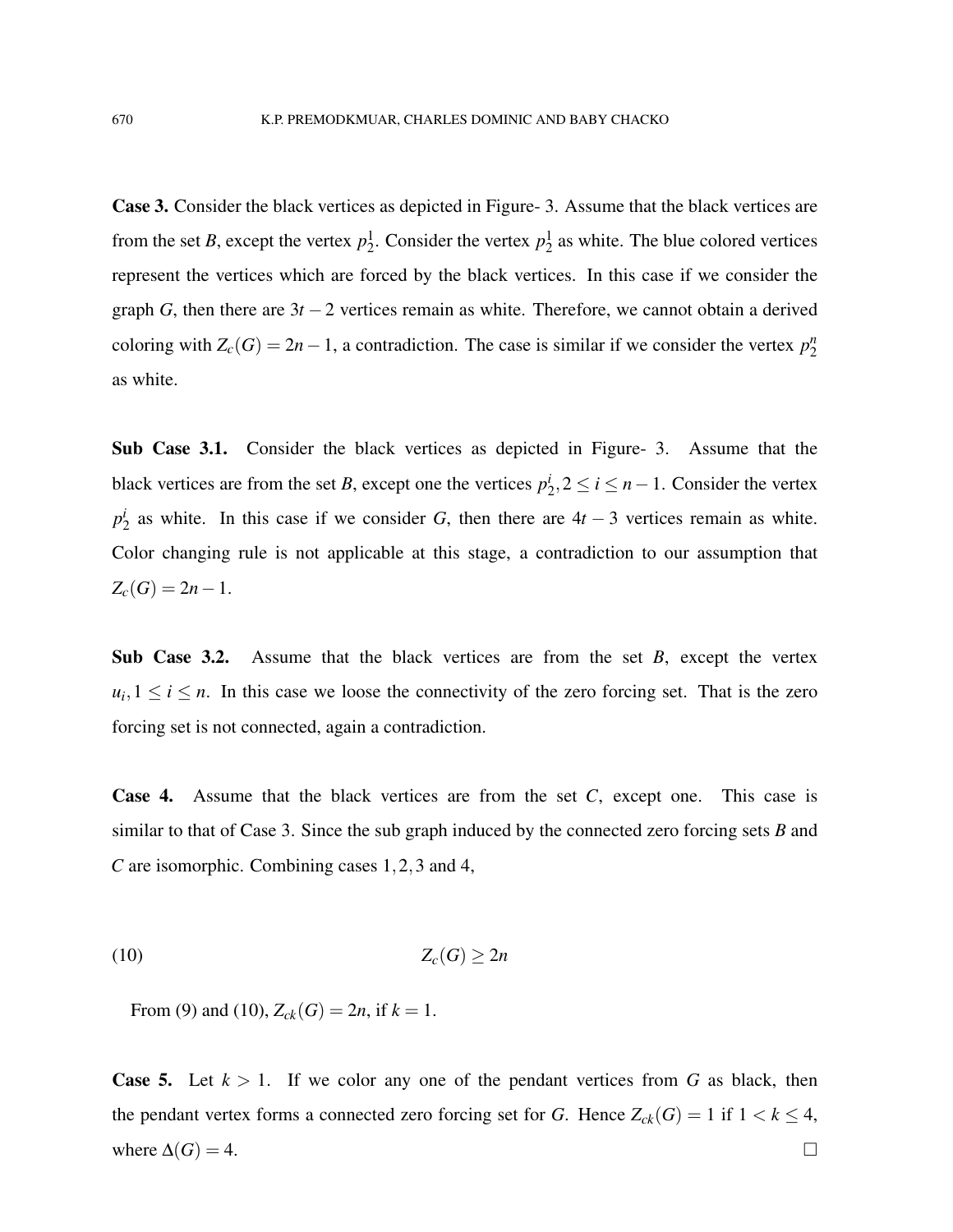**Case 3.** Consider the black vertices as depicted in Figure- 3. Assume that the black vertices are from the set $B$, except the vertex $p_2^1$. Consider the vertex $p_2^1$ as white. The blue colored vertices represent the vertices which are forced by the black vertices. In this case if we consider the graph $G$, then there are $3t-2$ vertices remain as white. Therefore, we cannot obtain a derived coloring with $Z_c(G) = 2n-1$, a contradiction. The case is similar if we consider the vertex $p_2^n$ as white.

**Sub Case 3.1.** Consider the black vertices as depicted in Figure- 3. Assume that the black vertices are from the set $B$, except one the vertices $p_2^i, 2 \leq i \leq n-1$. Consider the vertex $p_2^i$ as white. In this case if we consider $G$, then there are $4t-3$ vertices remain as white. Color changing rule is not applicable at this stage, a contradiction to our assumption that $Z_c(G) = 2n-1$.

**Sub Case 3.2.** Assume that the black vertices are from the set $B$, except the vertex $u_i, 1 \leq i \leq n$. In this case we loose the connectivity of the zero forcing set. That is the zero forcing set is not connected, again a contradiction.

**Case 4.** Assume that the black vertices are from the set $C$, except one. This case is similar to that of Case 3. Since the sub graph induced by the connected zero forcing sets $B$ and $C$ are isomorphic. Combining cases $1, 2, 3$ and $4$,

$$Z_c(G) \geq 2n \tag{10}$$

From (9) and (10), $Z_{ck}(G) = 2n$, if $k = 1$.

**Case 5.** Let $k > 1$. If we color any one of the pendant vertices from $G$ as black, then the pendant vertex forms a connected zero forcing set for $G$. Hence $Z_{ck}(G) = 1$ if $1 < k \leq 4$, where $\Delta(G) = 4$. □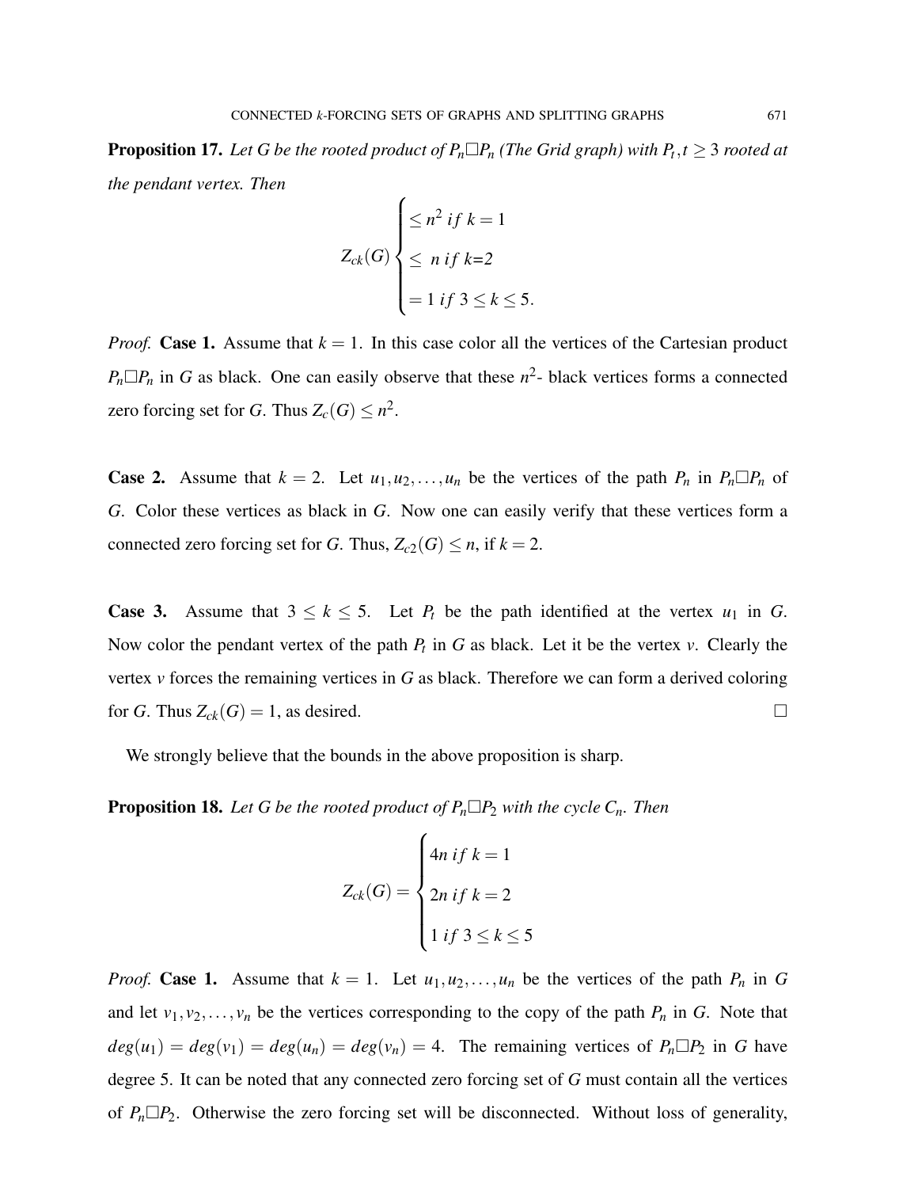**Proposition 17.** *Let $G$ be the rooted product of $P_n \square P_n$ (The Grid graph) with $P_t, t \geq 3$ rooted at the pendant vertex. Then*

$$Z_{ck}(G) \begin{cases} \leq n^2 \; if \; k = 1 \\ \leq \; n \; if \; k{=}2 \\ = 1 \; if \; 3 \leq k \leq 5. \end{cases}$$

*Proof.* **Case 1.** Assume that $k = 1$. In this case color all the vertices of the Cartesian product $P_n \square P_n$ in $G$ as black. One can easily observe that these $n^2$- black vertices forms a connected zero forcing set for $G$. Thus $Z_c(G) \leq n^2$.

**Case 2.** Assume that $k = 2$. Let $u_1, u_2, \ldots, u_n$ be the vertices of the path $P_n$ in $P_n \square P_n$ of $G$. Color these vertices as black in $G$. Now one can easily verify that these vertices form a connected zero forcing set for $G$. Thus, $Z_{c2}(G) \leq n$, if $k = 2$.

**Case 3.** Assume that $3 \leq k \leq 5$. Let $P_t$ be the path identified at the vertex $u_1$ in $G$. Now color the pendant vertex of the path $P_t$ in $G$ as black. Let it be the vertex $v$. Clearly the vertex $v$ forces the remaining vertices in $G$ as black. Therefore we can form a derived coloring for $G$. Thus $Z_{ck}(G) = 1$, as desired. □

We strongly believe that the bounds in the above proposition is sharp.

**Proposition 18.** *Let $G$ be the rooted product of $P_n \square P_2$ with the cycle $C_n$. Then*

$$Z_{ck}(G) = \begin{cases} 4n \; if \; k = 1 \\ 2n \; if \; k = 2 \\ 1 \; if \; 3 \leq k \leq 5 \end{cases}$$

*Proof.* **Case 1.** Assume that $k = 1$. Let $u_1, u_2, \ldots, u_n$ be the vertices of the path $P_n$ in $G$ and let $v_1, v_2, \ldots, v_n$ be the vertices corresponding to the copy of the path $P_n$ in $G$. Note that $deg(u_1) = deg(v_1) = deg(u_n) = deg(v_n) = 4$. The remaining vertices of $P_n \square P_2$ in $G$ have degree 5. It can be noted that any connected zero forcing set of $G$ must contain all the vertices of $P_n \square P_2$. Otherwise the zero forcing set will be disconnected. Without loss of generality,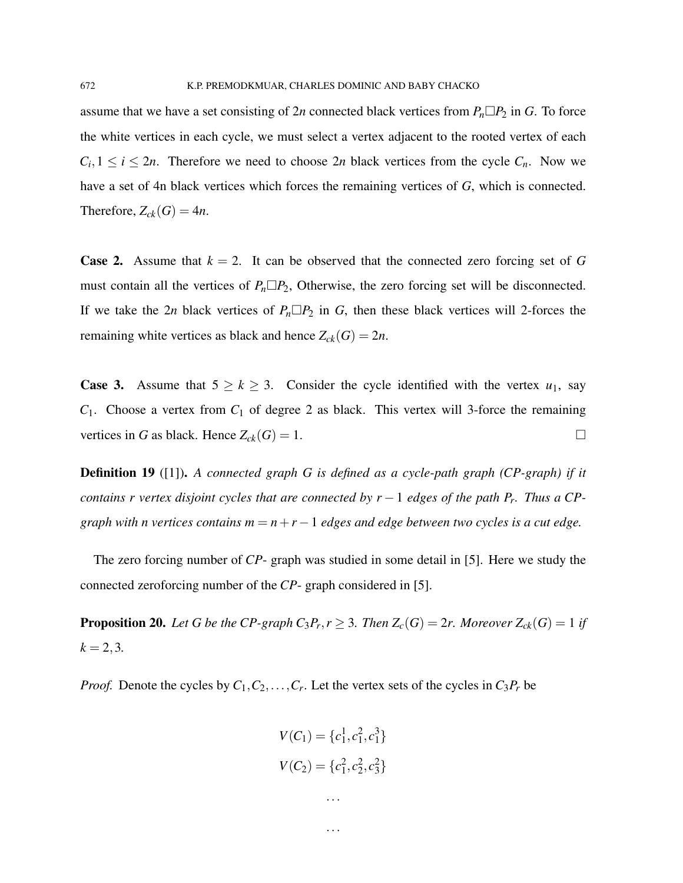assume that we have a set consisting of $2n$ connected black vertices from $P_n \square P_2$ in $G$. To force the white vertices in each cycle, we must select a vertex adjacent to the rooted vertex of each $C_i, 1 \leq i \leq 2n$. Therefore we need to choose $2n$ black vertices from the cycle $C_n$. Now we have a set of 4n black vertices which forces the remaining vertices of $G$, which is connected. Therefore, $Z_{ck}(G) = 4n$.

**Case 2.** Assume that $k = 2$. It can be observed that the connected zero forcing set of $G$ must contain all the vertices of $P_n \square P_2$, Otherwise, the zero forcing set will be disconnected. If we take the $2n$ black vertices of $P_n \square P_2$ in $G$, then these black vertices will 2-forces the remaining white vertices as black and hence $Z_{ck}(G) = 2n$.

**Case 3.** Assume that $5 \geq k \geq 3$. Consider the cycle identified with the vertex $u_1$, say $C_1$. Choose a vertex from $C_1$ of degree 2 as black. This vertex will 3-force the remaining vertices in $G$ as black. Hence $Z_{ck}(G) = 1$. □

**Definition 19** ([1]). *A connected graph $G$ is defined as a cycle-path graph (CP-graph) if it contains r vertex disjoint cycles that are connected by $r-1$ edges of the path $P_r$. Thus a CP-graph with n vertices contains $m = n + r - 1$ edges and edge between two cycles is a cut edge.*

The zero forcing number of $CP$- graph was studied in some detail in [5]. Here we study the connected zeroforcing number of the $CP$- graph considered in [5].

**Proposition 20.** *Let G be the CP-graph $C_3P_r, r \geq 3$. Then $Z_c(G) = 2r$. Moreover $Z_{ck}(G) = 1$ if $k = 2, 3$.*

*Proof.* Denote the cycles by $C_1, C_2, \ldots, C_r$. Let the vertex sets of the cycles in $C_3P_r$ be

$$V(C_1) = \{c_1^1, c_1^2, c_1^3\}$$

$$V(C_2) = \{c_1^2, c_2^2, c_3^2\}$$

$$\ldots$$

$$\ldots$$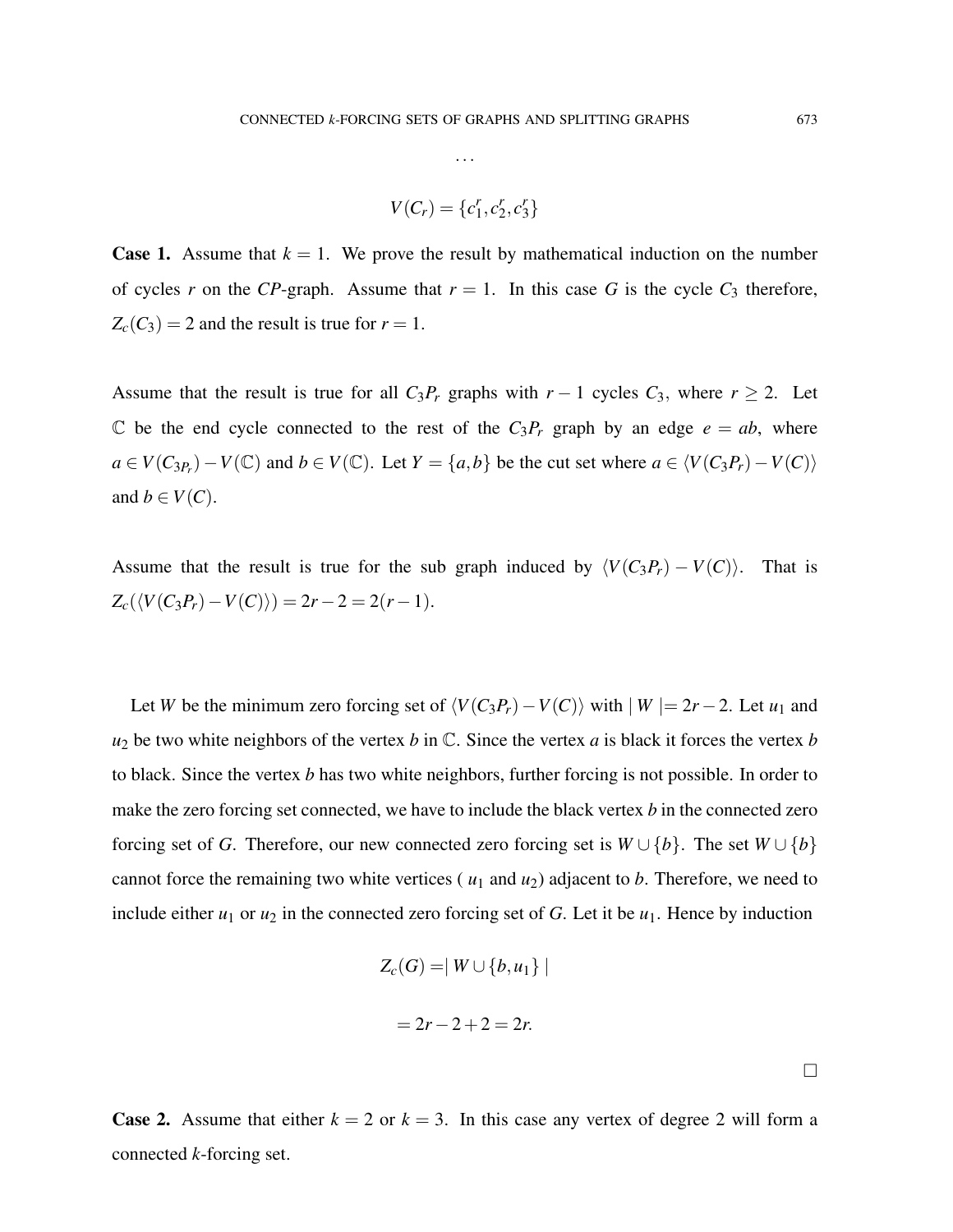...

$$V(C_r) = \{c_1^r, c_2^r, c_3^r\}$$

**Case 1.** Assume that $k = 1$. We prove the result by mathematical induction on the number of cycles $r$ on the *CP*-graph. Assume that $r = 1$. In this case $G$ is the cycle $C_3$ therefore, $Z_c(C_3) = 2$ and the result is true for $r = 1$.

Assume that the result is true for all $C_3P_r$ graphs with $r-1$ cycles $C_3$, where $r \geq 2$. Let $\mathbb{C}$ be the end cycle connected to the rest of the $C_3P_r$ graph by an edge $e = ab$, where $a \in V(C_{3P_r}) - V(\mathbb{C})$ and $b \in V(\mathbb{C})$. Let $Y = \{a, b\}$ be the cut set where $a \in \langle V(C_3P_r) - V(C)\rangle$ and $b \in V(C)$.

Assume that the result is true for the sub graph induced by $\langle V(C_3P_r) - V(C)\rangle$. That is $Z_c(\langle V(C_3P_r) - V(C)\rangle) = 2r - 2 = 2(r-1)$.

Let $W$ be the minimum zero forcing set of $\langle V(C_3P_r) - V(C)\rangle$ with $|W| = 2r-2$. Let $u_1$ and $u_2$ be two white neighbors of the vertex $b$ in $\mathbb{C}$. Since the vertex $a$ is black it forces the vertex $b$ to black. Since the vertex $b$ has two white neighbors, further forcing is not possible. In order to make the zero forcing set connected, we have to include the black vertex $b$ in the connected zero forcing set of $G$. Therefore, our new connected zero forcing set is $W \cup \{b\}$. The set $W \cup \{b\}$ cannot force the remaining two white vertices ( $u_1$ and $u_2$) adjacent to $b$. Therefore, we need to include either $u_1$ or $u_2$ in the connected zero forcing set of $G$. Let it be $u_1$. Hence by induction

$$Z_c(G) = |W \cup \{b, u_1\}|$$

$$= 2r - 2 + 2 = 2r.$$

□

**Case 2.** Assume that either $k = 2$ or $k = 3$. In this case any vertex of degree 2 will form a connected $k$-forcing set.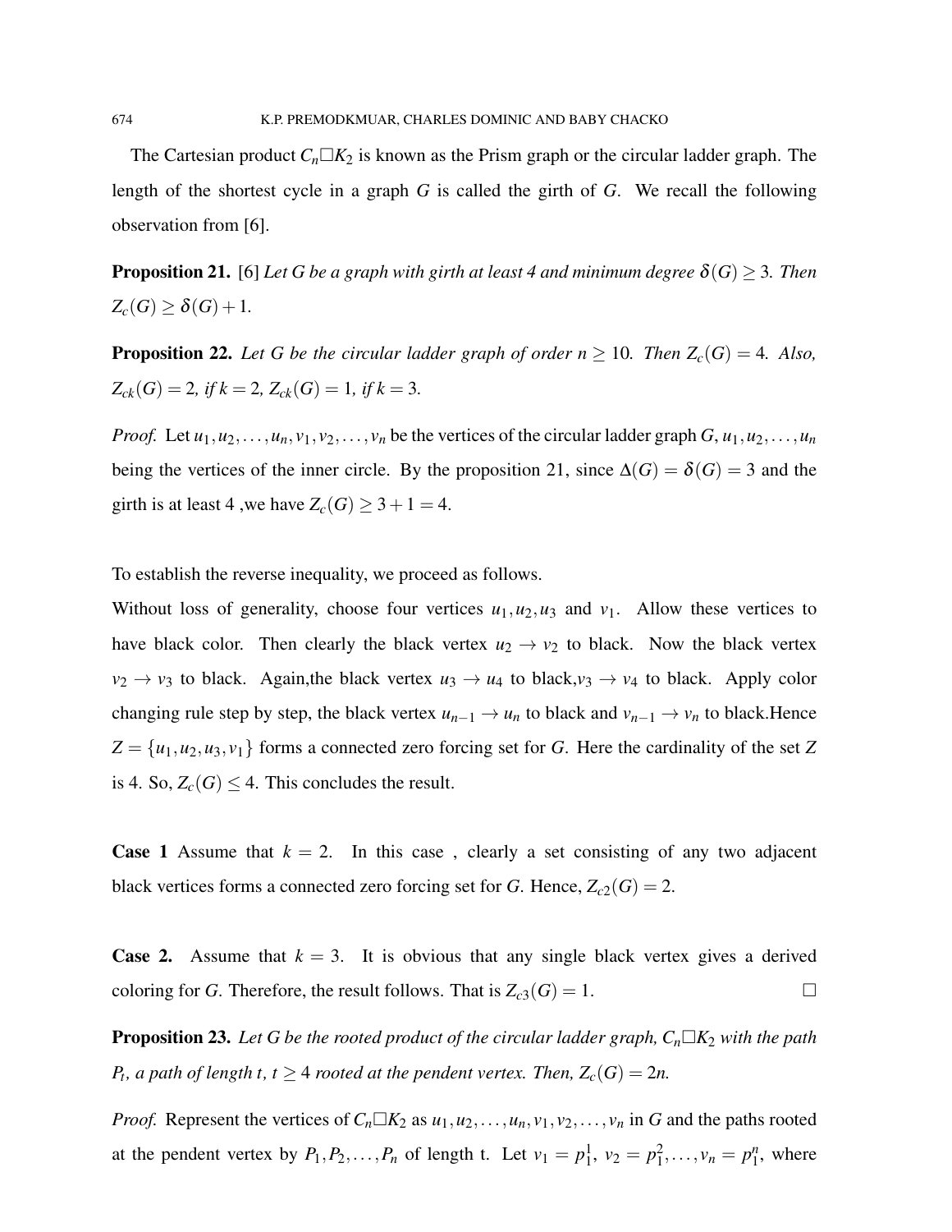The Cartesian product $C_n \square K_2$ is known as the Prism graph or the circular ladder graph. The length of the shortest cycle in a graph $G$ is called the girth of $G$. We recall the following observation from [6].

**Proposition 21.** [6] *Let $G$ be a graph with girth at least 4 and minimum degree $\delta(G) \geq 3$. Then $Z_c(G) \geq \delta(G) + 1$.*

**Proposition 22.** *Let $G$ be the circular ladder graph of order $n \geq 10$. Then $Z_c(G) = 4$. Also, $Z_{ck}(G) = 2$, if $k = 2$, $Z_{ck}(G) = 1$, if $k = 3$.*

*Proof.* Let $u_1, u_2, \ldots, u_n, v_1, v_2, \ldots, v_n$ be the vertices of the circular ladder graph $G$, $u_1, u_2, \ldots, u_n$ being the vertices of the inner circle. By the proposition 21, since $\Delta(G) = \delta(G) = 3$ and the girth is at least 4 ,we have $Z_c(G) \geq 3 + 1 = 4$.

To establish the reverse inequality, we proceed as follows.
Without loss of generality, choose four vertices $u_1, u_2, u_3$ and $v_1$. Allow these vertices to have black color. Then clearly the black vertex $u_2 \to v_2$ to black. Now the black vertex $v_2 \to v_3$ to black. Again,the black vertex $u_3 \to u_4$ to black,$v_3 \to v_4$ to black. Apply color changing rule step by step, the black vertex $u_{n-1} \to u_n$ to black and $v_{n-1} \to v_n$ to black.Hence $Z = \{u_1, u_2, u_3, v_1\}$ forms a connected zero forcing set for $G$. Here the cardinality of the set $Z$ is 4. So, $Z_c(G) \leq 4$. This concludes the result.

**Case 1** Assume that $k = 2$. In this case , clearly a set consisting of any two adjacent black vertices forms a connected zero forcing set for $G$. Hence, $Z_{c2}(G) = 2$.

**Case 2.** Assume that $k = 3$. It is obvious that any single black vertex gives a derived coloring for $G$. Therefore, the result follows. That is $Z_{c3}(G) = 1$. □

**Proposition 23.** *Let $G$ be the rooted product of the circular ladder graph, $C_n \square K_2$ with the path $P_t$, a path of length $t$, $t \geq 4$ rooted at the pendent vertex. Then, $Z_c(G) = 2n$.*

*Proof.* Represent the vertices of $C_n \square K_2$ as $u_1, u_2, \ldots, u_n, v_1, v_2, \ldots, v_n$ in $G$ and the paths rooted at the pendent vertex by $P_1, P_2, \ldots, P_n$ of length t. Let $v_1 = p_1^1$, $v_2 = p_1^2, \ldots, v_n = p_1^n$, where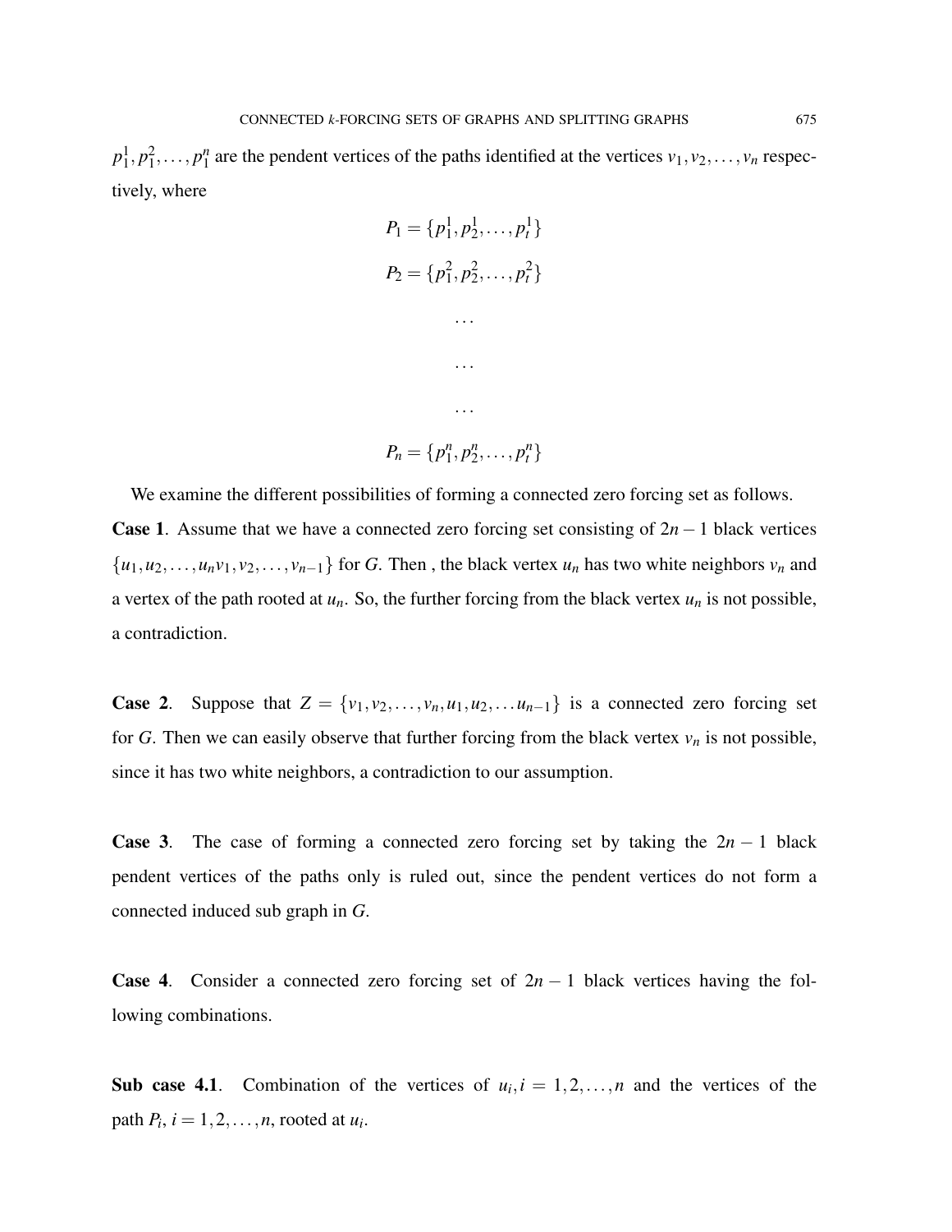$p_1^1, p_1^2, \ldots, p_1^n$ are the pendent vertices of the paths identified at the vertices $v_1, v_2, \ldots, v_n$ respectively, where

$$P_1 = \{p_1^1, p_2^1, \ldots, p_t^1\}$$

$$P_2 = \{p_1^2, p_2^2, \ldots, p_t^2\}$$

$$\ldots$$

$$\ldots$$

$$\ldots$$

$$P_n = \{p_1^n, p_2^n, \ldots, p_t^n\}$$

We examine the different possibilities of forming a connected zero forcing set as follows.

**Case 1**. Assume that we have a connected zero forcing set consisting of $2n-1$ black vertices $\{u_1, u_2, \ldots, u_n v_1, v_2, \ldots, v_{n-1}\}$ for $G$. Then , the black vertex $u_n$ has two white neighbors $v_n$ and a vertex of the path rooted at $u_n$. So, the further forcing from the black vertex $u_n$ is not possible, a contradiction.

**Case 2**. Suppose that $Z = \{v_1, v_2, \ldots, v_n, u_1, u_2, \ldots u_{n-1}\}$ is a connected zero forcing set for $G$. Then we can easily observe that further forcing from the black vertex $v_n$ is not possible, since it has two white neighbors, a contradiction to our assumption.

**Case 3**. The case of forming a connected zero forcing set by taking the $2n-1$ black pendent vertices of the paths only is ruled out, since the pendent vertices do not form a connected induced sub graph in $G$.

**Case 4**. Consider a connected zero forcing set of $2n-1$ black vertices having the following combinations.

**Sub case 4.1**. Combination of the vertices of $u_i, i = 1, 2, \ldots, n$ and the vertices of the path $P_i$, $i = 1, 2, \ldots, n$, rooted at $u_i$.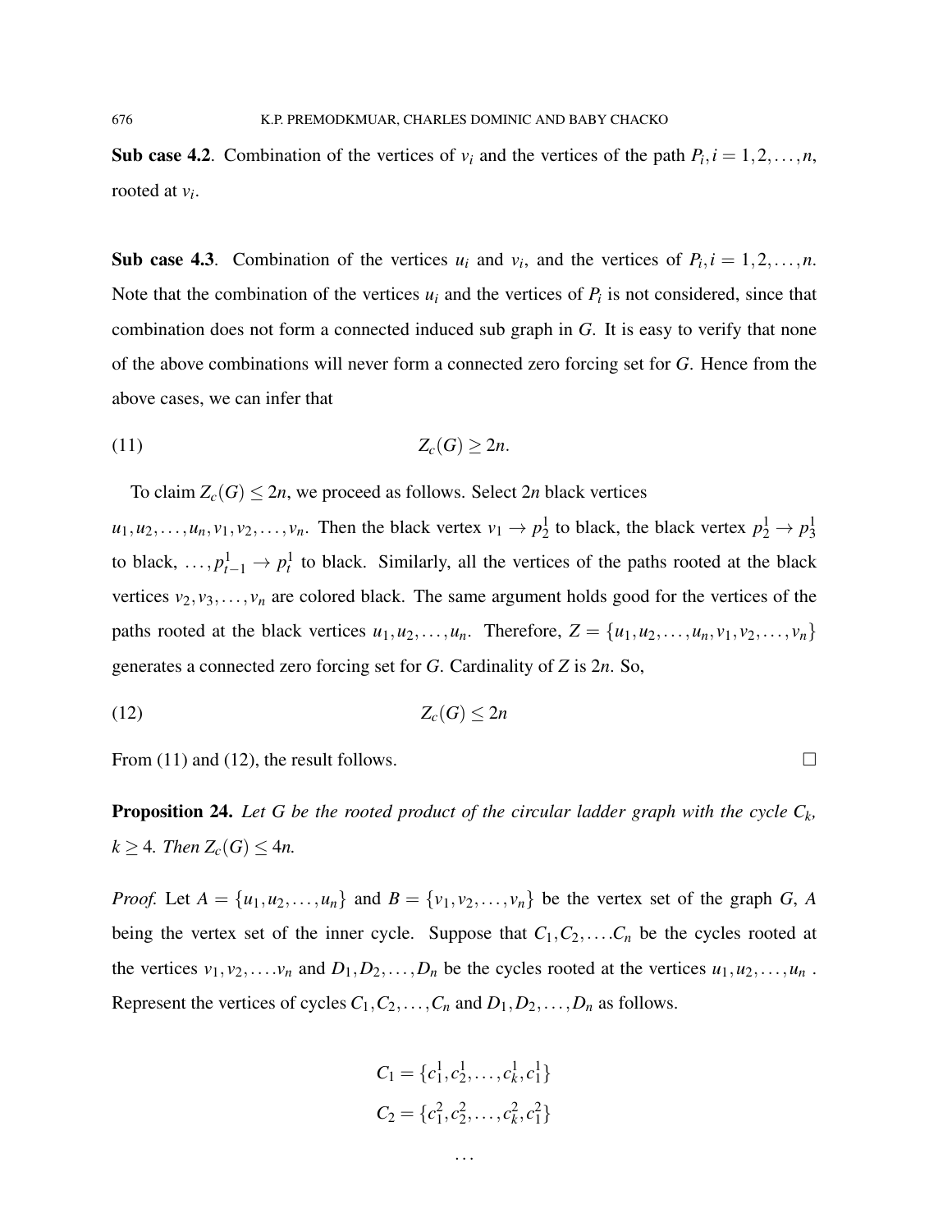**Sub case 4.2**. Combination of the vertices of $v_i$ and the vertices of the path $P_i, i = 1, 2, \ldots, n$, rooted at $v_i$.

**Sub case 4.3**. Combination of the vertices $u_i$ and $v_i$, and the vertices of $P_i, i = 1, 2, \ldots, n$. Note that the combination of the vertices $u_i$ and the vertices of $P_i$ is not considered, since that combination does not form a connected induced sub graph in $G$. It is easy to verify that none of the above combinations will never form a connected zero forcing set for $G$. Hence from the above cases, we can infer that

$$Z_c(G) \geq 2n. \tag{11}$$

To claim $Z_c(G) \leq 2n$, we proceed as follows. Select $2n$ black vertices $u_1, u_2, \ldots, u_n, v_1, v_2, \ldots, v_n$. Then the black vertex $v_1 \to p_2^1$ to black, the black vertex $p_2^1 \to p_3^1$ to black, $\ldots, p_{t-1}^1 \to p_t^1$ to black. Similarly, all the vertices of the paths rooted at the black vertices $v_2, v_3, \ldots, v_n$ are colored black. The same argument holds good for the vertices of the paths rooted at the black vertices $u_1, u_2, \ldots, u_n$. Therefore, $Z = \{u_1, u_2, \ldots, u_n, v_1, v_2, \ldots, v_n\}$ generates a connected zero forcing set for $G$. Cardinality of $Z$ is $2n$. So,

$$Z_c(G) \leq 2n \tag{12}$$

From (11) and (12), the result follows. □

**Proposition 24.** *Let $G$ be the rooted product of the circular ladder graph with the cycle $C_k$, $k \geq 4$. Then $Z_c(G) \leq 4n$.*

*Proof.* Let $A = \{u_1, u_2, \ldots, u_n\}$ and $B = \{v_1, v_2, \ldots, v_n\}$ be the vertex set of the graph $G$, $A$ being the vertex set of the inner cycle. Suppose that $C_1, C_2, \ldots .C_n$ be the cycles rooted at the vertices $v_1, v_2, \ldots .v_n$ and $D_1, D_2, \ldots, D_n$ be the cycles rooted at the vertices $u_1, u_2, \ldots, u_n$. Represent the vertices of cycles $C_1, C_2, \ldots, C_n$ and $D_1, D_2, \ldots, D_n$ as follows.

$$C_1 = \{c_1^1, c_2^1, \ldots, c_k^1, c_1^1\}$$

$$C_2 = \{c_1^2, c_2^2, \ldots, c_k^2, c_1^2\}$$

$$\ldots$$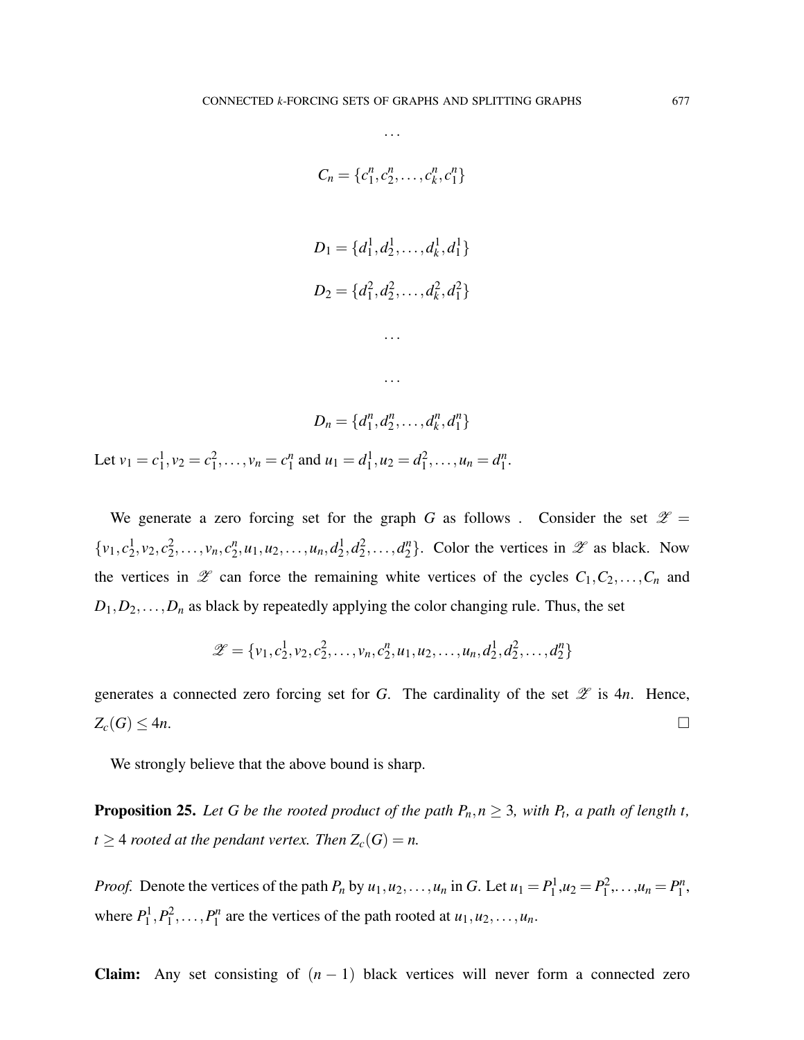$$\dots$$

$$C_n = \{c_1^n, c_2^n, \dots, c_k^n, c_1^n\}$$

$$D_1 = \{d_1^1, d_2^1, \dots, d_k^1, d_1^1\}$$

$$D_2 = \{d_1^2, d_2^2, \dots, d_k^2, d_1^2\}$$

$$\dots$$

$$\dots$$

$$D_n = \{d_1^n, d_2^n, \dots, d_k^n, d_1^n\}$$

Let $v_1 = c_1^1, v_2 = c_1^2, \dots, v_n = c_1^n$ and $u_1 = d_1^1, u_2 = d_1^2, \dots, u_n = d_1^n$.

We generate a zero forcing set for the graph $G$ as follows . Consider the set $\mathscr{Z} = \{v_1, c_2^1, v_2, c_2^2, \dots, v_n, c_2^n, u_1, u_2, \dots, u_n, d_2^1, d_2^2, \dots, d_2^n\}$. Color the vertices in $\mathscr{Z}$ as black. Now the vertices in $\mathscr{Z}$ can force the remaining white vertices of the cycles $C_1, C_2, \dots, C_n$ and $D_1, D_2, \dots, D_n$ as black by repeatedly applying the color changing rule. Thus, the set

$$\mathscr{Z} = \{v_1, c_2^1, v_2, c_2^2, \dots, v_n, c_2^n, u_1, u_2, \dots, u_n, d_2^1, d_2^2, \dots, d_2^n\}$$

generates a connected zero forcing set for $G$. The cardinality of the set $\mathscr{Z}$ is $4n$. Hence, $Z_c(G) \leq 4n$. □

We strongly believe that the above bound is sharp.

**Proposition 25.** *Let $G$ be the rooted product of the path $P_n, n \geq 3$, with $P_t$, a path of length $t$, $t \geq 4$ rooted at the pendant vertex. Then $Z_c(G) = n$.*

*Proof.* Denote the vertices of the path $P_n$ by $u_1, u_2, \dots, u_n$ in $G$. Let $u_1 = P_1^1, u_2 = P_1^2, \dots, u_n = P_1^n$, where $P_1^1, P_1^2, \dots, P_1^n$ are the vertices of the path rooted at $u_1, u_2, \dots, u_n$.

**Claim:** Any set consisting of $(n-1)$ black vertices will never form a connected zero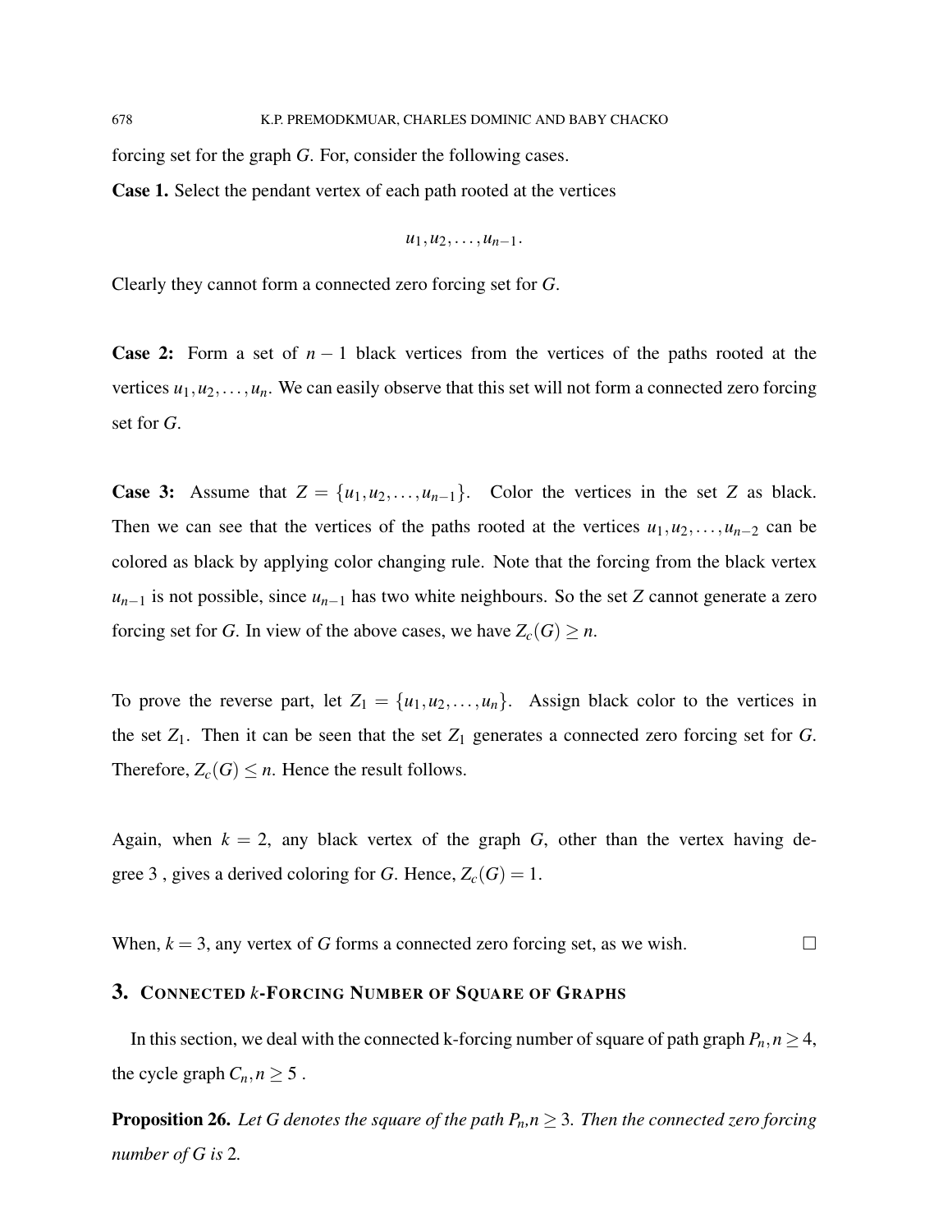forcing set for the graph $G$. For, consider the following cases.

**Case 1.** Select the pendant vertex of each path rooted at the vertices

$$u_1, u_2, \ldots, u_{n-1}.$$

Clearly they cannot form a connected zero forcing set for $G$.

**Case 2:** Form a set of $n-1$ black vertices from the vertices of the paths rooted at the vertices $u_1, u_2, \ldots, u_n$. We can easily observe that this set will not form a connected zero forcing set for $G$.

**Case 3:** Assume that $Z = \{u_1, u_2, \ldots, u_{n-1}\}$. Color the vertices in the set $Z$ as black. Then we can see that the vertices of the paths rooted at the vertices $u_1, u_2, \ldots, u_{n-2}$ can be colored as black by applying color changing rule. Note that the forcing from the black vertex $u_{n-1}$ is not possible, since $u_{n-1}$ has two white neighbours. So the set $Z$ cannot generate a zero forcing set for $G$. In view of the above cases, we have $Z_c(G) \geq n$.

To prove the reverse part, let $Z_1 = \{u_1, u_2, \ldots, u_n\}$. Assign black color to the vertices in the set $Z_1$. Then it can be seen that the set $Z_1$ generates a connected zero forcing set for $G$. Therefore, $Z_c(G) \leq n$. Hence the result follows.

Again, when $k = 2$, any black vertex of the graph $G$, other than the vertex having degree 3 , gives a derived coloring for $G$. Hence, $Z_c(G) = 1$.

When, $k = 3$, any vertex of $G$ forms a connected zero forcing set, as we wish. □

## 3. Connected $k$-Forcing Number of Square of Graphs

In this section, we deal with the connected k-forcing number of square of path graph $P_n, n \geq 4$, the cycle graph $C_n, n \geq 5$ .

**Proposition 26.** *Let $G$ denotes the square of the path $P_n$,$n \geq 3$. Then the connected zero forcing number of $G$ is* 2*.*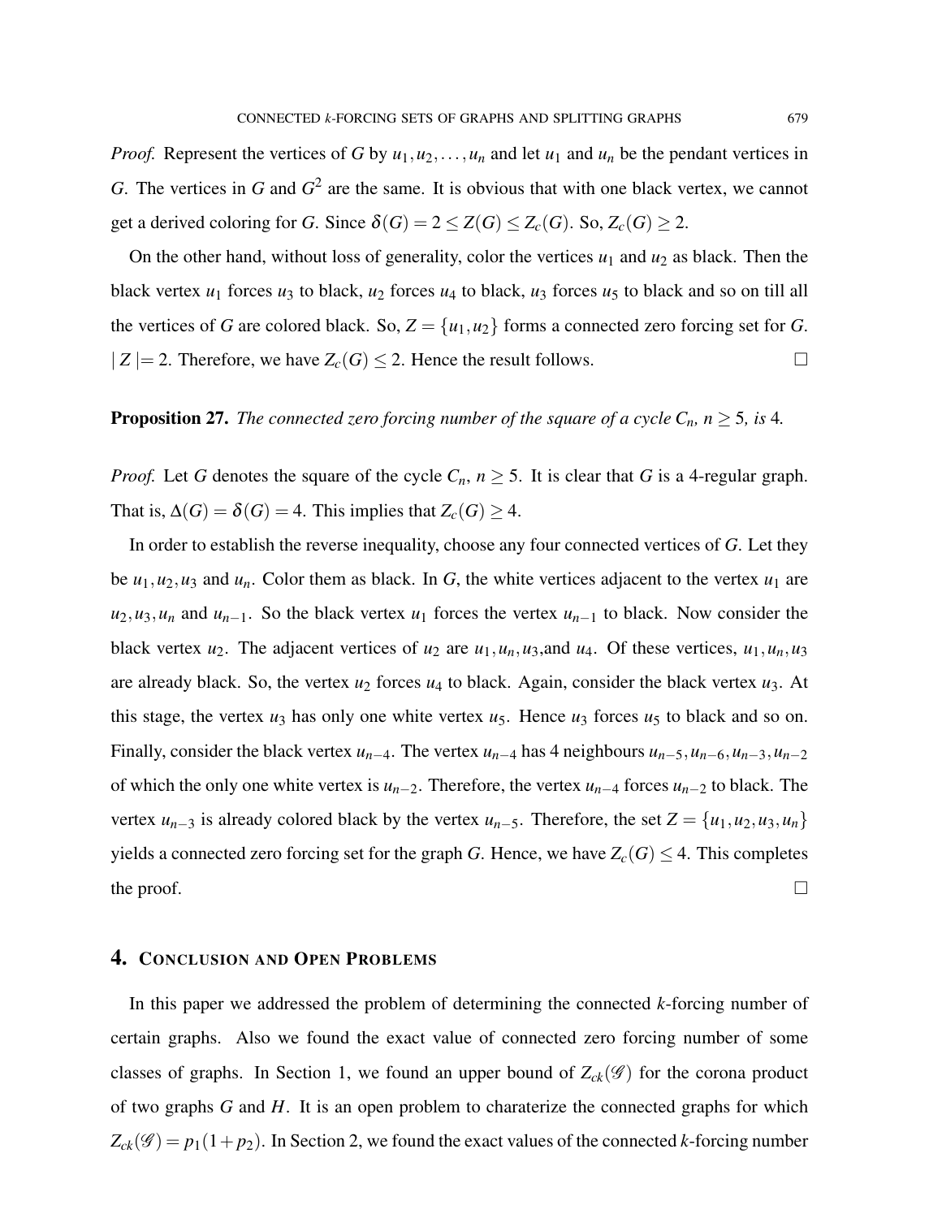*Proof.* Represent the vertices of $G$ by $u_1, u_2, \ldots, u_n$ and let $u_1$ and $u_n$ be the pendant vertices in $G$. The vertices in $G$ and $G^2$ are the same. It is obvious that with one black vertex, we cannot get a derived coloring for $G$. Since $\delta(G) = 2 \leq Z(G) \leq Z_c(G)$. So, $Z_c(G) \geq 2$.

On the other hand, without loss of generality, color the vertices $u_1$ and $u_2$ as black. Then the black vertex $u_1$ forces $u_3$ to black, $u_2$ forces $u_4$ to black, $u_3$ forces $u_5$ to black and so on till all the vertices of $G$ are colored black. So, $Z = \{u_1, u_2\}$ forms a connected zero forcing set for $G$. $|Z| = 2$. Therefore, we have $Z_c(G) \leq 2$. Hence the result follows. □

**Proposition 27.** *The connected zero forcing number of the square of a cycle $C_n$, $n \geq 5$, is* 4*.*

*Proof.* Let $G$ denotes the square of the cycle $C_n$, $n \geq 5$. It is clear that $G$ is a 4-regular graph. That is, $\Delta(G) = \delta(G) = 4$. This implies that $Z_c(G) \geq 4$.

In order to establish the reverse inequality, choose any four connected vertices of $G$. Let they be $u_1, u_2, u_3$ and $u_n$. Color them as black. In $G$, the white vertices adjacent to the vertex $u_1$ are $u_2, u_3, u_n$ and $u_{n-1}$. So the black vertex $u_1$ forces the vertex $u_{n-1}$ to black. Now consider the black vertex $u_2$. The adjacent vertices of $u_2$ are $u_1, u_n, u_3$,and $u_4$. Of these vertices, $u_1, u_n, u_3$ are already black. So, the vertex $u_2$ forces $u_4$ to black. Again, consider the black vertex $u_3$. At this stage, the vertex $u_3$ has only one white vertex $u_5$. Hence $u_3$ forces $u_5$ to black and so on. Finally, consider the black vertex $u_{n-4}$. The vertex $u_{n-4}$ has 4 neighbours $u_{n-5}, u_{n-6}, u_{n-3}, u_{n-2}$ of which the only one white vertex is $u_{n-2}$. Therefore, the vertex $u_{n-4}$ forces $u_{n-2}$ to black. The vertex $u_{n-3}$ is already colored black by the vertex $u_{n-5}$. Therefore, the set $Z = \{u_1, u_2, u_3, u_n\}$ yields a connected zero forcing set for the graph $G$. Hence, we have $Z_c(G) \leq 4$. This completes the proof. □

## 4. Conclusion and Open Problems

In this paper we addressed the problem of determining the connected $k$-forcing number of certain graphs. Also we found the exact value of connected zero forcing number of some classes of graphs. In Section 1, we found an upper bound of $Z_{ck}(\mathscr{G})$ for the corona product of two graphs $G$ and $H$. It is an open problem to charaterize the connected graphs for which $Z_{ck}(\mathscr{G}) = p_1(1 + p_2)$. In Section 2, we found the exact values of the connected $k$-forcing number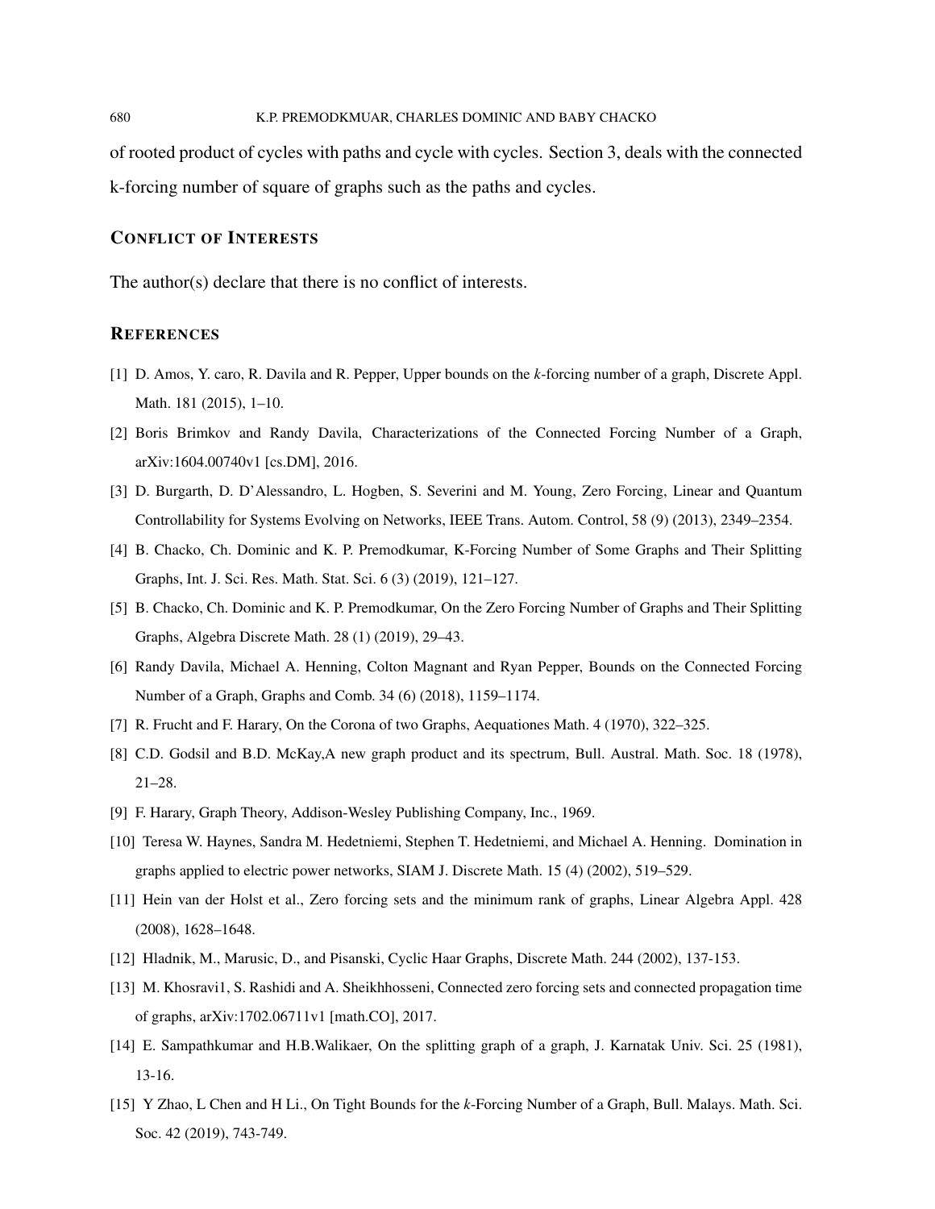of rooted product of cycles with paths and cycle with cycles. Section 3, deals with the connected k-forcing number of square of graphs such as the paths and cycles.

## Conflict of Interests

The author(s) declare that there is no conflict of interests.

## References

[1] D. Amos, Y. caro, R. Davila and R. Pepper, Upper bounds on the *k*-forcing number of a graph, Discrete Appl. Math. 181 (2015), 1–10.

[2] Boris Brimkov and Randy Davila, Characterizations of the Connected Forcing Number of a Graph, arXiv:1604.00740v1 [cs.DM], 2016.

[3] D. Burgarth, D. D'Alessandro, L. Hogben, S. Severini and M. Young, Zero Forcing, Linear and Quantum Controllability for Systems Evolving on Networks, IEEE Trans. Autom. Control, 58 (9) (2013), 2349–2354.

[4] B. Chacko, Ch. Dominic and K. P. Premodkumar, K-Forcing Number of Some Graphs and Their Splitting Graphs, Int. J. Sci. Res. Math. Stat. Sci. 6 (3) (2019), 121–127.

[5] B. Chacko, Ch. Dominic and K. P. Premodkumar, On the Zero Forcing Number of Graphs and Their Splitting Graphs, Algebra Discrete Math. 28 (1) (2019), 29–43.

[6] Randy Davila, Michael A. Henning, Colton Magnant and Ryan Pepper, Bounds on the Connected Forcing Number of a Graph, Graphs and Comb. 34 (6) (2018), 1159–1174.

[7] R. Frucht and F. Harary, On the Corona of two Graphs, Aequationes Math. 4 (1970), 322–325.

[8] C.D. Godsil and B.D. McKay,A new graph product and its spectrum, Bull. Austral. Math. Soc. 18 (1978), 21–28.

[9] F. Harary, Graph Theory, Addison-Wesley Publishing Company, Inc., 1969.

[10] Teresa W. Haynes, Sandra M. Hedetniemi, Stephen T. Hedetniemi, and Michael A. Henning. Domination in graphs applied to electric power networks, SIAM J. Discrete Math. 15 (4) (2002), 519–529.

[11] Hein van der Holst et al., Zero forcing sets and the minimum rank of graphs, Linear Algebra Appl. 428 (2008), 1628–1648.

[12] Hladnik, M., Marusic, D., and Pisanski, Cyclic Haar Graphs, Discrete Math. 244 (2002), 137-153.

[13] M. Khosravi1, S. Rashidi and A. Sheikhhosseni, Connected zero forcing sets and connected propagation time of graphs, arXiv:1702.06711v1 [math.CO], 2017.

[14] E. Sampathkumar and H.B.Walikaer, On the splitting graph of a graph, J. Karnatak Univ. Sci. 25 (1981), 13-16.

[15] Y Zhao, L Chen and H Li., On Tight Bounds for the *k*-Forcing Number of a Graph, Bull. Malays. Math. Sci. Soc. 42 (2019), 743-749.